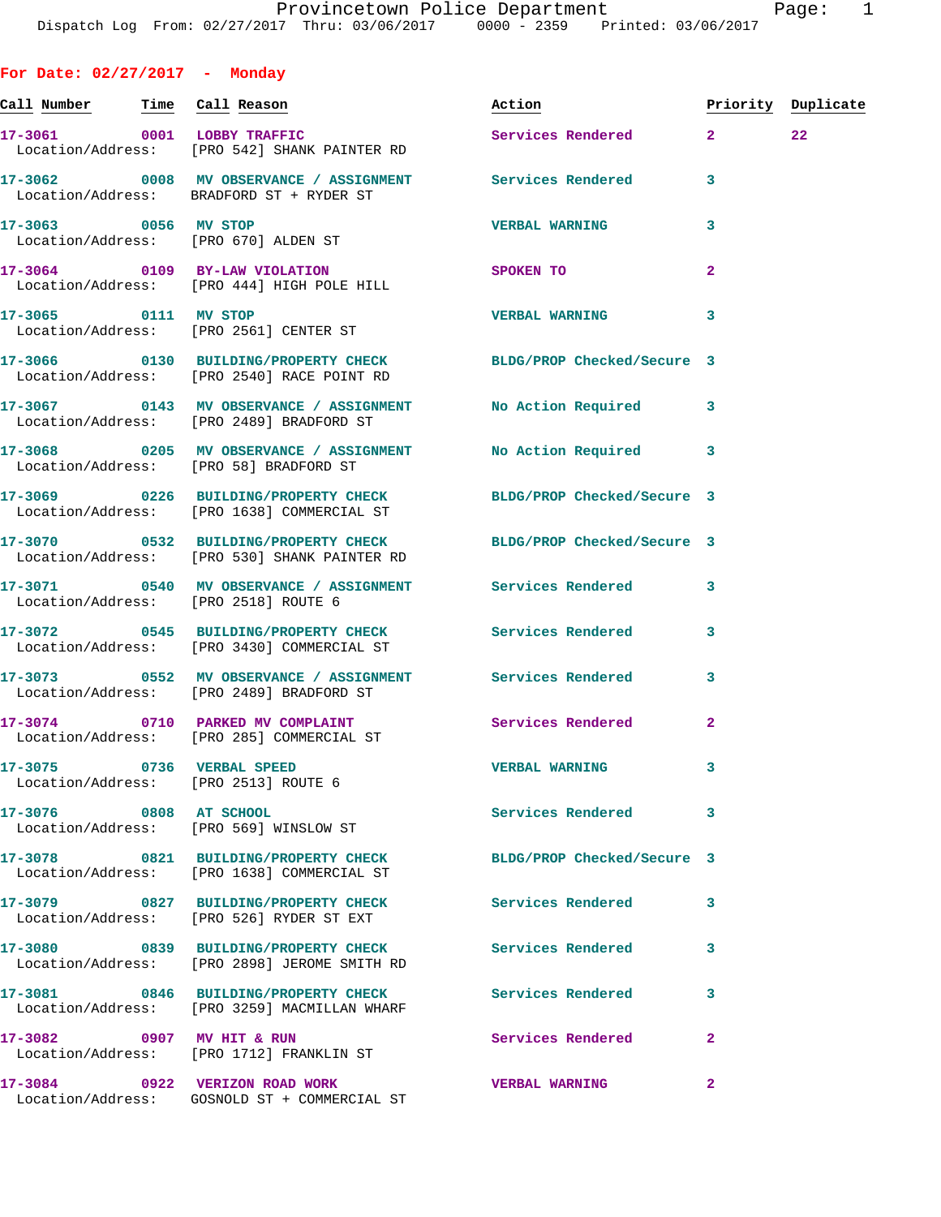For Date: 02/27/2017 - Monday

| Call Number | Time | Call Reason | Action | Priority | Duplicate |
|---|---|---|---|---|---|
| 17-3061 | 0001 | LOBBY TRAFFIC | Services Rendered | 2 | 22 |
| Location/Address: | | [PRO 542] SHANK PAINTER RD | | | |
| 17-3062 | 0008 | MV OBSERVANCE / ASSIGNMENT | Services Rendered | 3 | |
| Location/Address: | | BRADFORD ST + RYDER ST | | | |
| 17-3063 | 0056 | MV STOP | VERBAL WARNING | 3 | |
| Location/Address: | | [PRO 670] ALDEN ST | | | |
| 17-3064 | 0109 | BY-LAW VIOLATION | SPOKEN TO | 2 | |
| Location/Address: | | [PRO 444] HIGH POLE HILL | | | |
| 17-3065 | 0111 | MV STOP | VERBAL WARNING | 3 | |
| Location/Address: | | [PRO 2561] CENTER ST | | | |
| 17-3066 | 0130 | BUILDING/PROPERTY CHECK | BLDG/PROP Checked/Secure | 3 | |
| Location/Address: | | [PRO 2540] RACE POINT RD | | | |
| 17-3067 | 0143 | MV OBSERVANCE / ASSIGNMENT | No Action Required | 3 | |
| Location/Address: | | [PRO 2489] BRADFORD ST | | | |
| 17-3068 | 0205 | MV OBSERVANCE / ASSIGNMENT | No Action Required | 3 | |
| Location/Address: | | [PRO 58] BRADFORD ST | | | |
| 17-3069 | 0226 | BUILDING/PROPERTY CHECK | BLDG/PROP Checked/Secure | 3 | |
| Location/Address: | | [PRO 1638] COMMERCIAL ST | | | |
| 17-3070 | 0532 | BUILDING/PROPERTY CHECK | BLDG/PROP Checked/Secure | 3 | |
| Location/Address: | | [PRO 530] SHANK PAINTER RD | | | |
| 17-3071 | 0540 | MV OBSERVANCE / ASSIGNMENT | Services Rendered | 3 | |
| Location/Address: | | [PRO 2518] ROUTE 6 | | | |
| 17-3072 | 0545 | BUILDING/PROPERTY CHECK | Services Rendered | 3 | |
| Location/Address: | | [PRO 3430] COMMERCIAL ST | | | |
| 17-3073 | 0552 | MV OBSERVANCE / ASSIGNMENT | Services Rendered | 3 | |
| Location/Address: | | [PRO 2489] BRADFORD ST | | | |
| 17-3074 | 0710 | PARKED MV COMPLAINT | Services Rendered | 2 | |
| Location/Address: | | [PRO 285] COMMERCIAL ST | | | |
| 17-3075 | 0736 | VERBAL SPEED | VERBAL WARNING | 3 | |
| Location/Address: | | [PRO 2513] ROUTE 6 | | | |
| 17-3076 | 0808 | AT SCHOOL | Services Rendered | 3 | |
| Location/Address: | | [PRO 569] WINSLOW ST | | | |
| 17-3078 | 0821 | BUILDING/PROPERTY CHECK | BLDG/PROP Checked/Secure | 3 | |
| Location/Address: | | [PRO 1638] COMMERCIAL ST | | | |
| 17-3079 | 0827 | BUILDING/PROPERTY CHECK | Services Rendered | 3 | |
| Location/Address: | | [PRO 526] RYDER ST EXT | | | |
| 17-3080 | 0839 | BUILDING/PROPERTY CHECK | Services Rendered | 3 | |
| Location/Address: | | [PRO 2898] JEROME SMITH RD | | | |
| 17-3081 | 0846 | BUILDING/PROPERTY CHECK | Services Rendered | 3 | |
| Location/Address: | | [PRO 3259] MACMILLAN WHARF | | | |
| 17-3082 | 0907 | MV HIT & RUN | Services Rendered | 2 | |
| Location/Address: | | [PRO 1712] FRANKLIN ST | | | |
| 17-3084 | 0922 | VERIZON ROAD WORK | VERBAL WARNING | 2 | |
| Location/Address: | | GOSNOLD ST + COMMERCIAL ST | | | |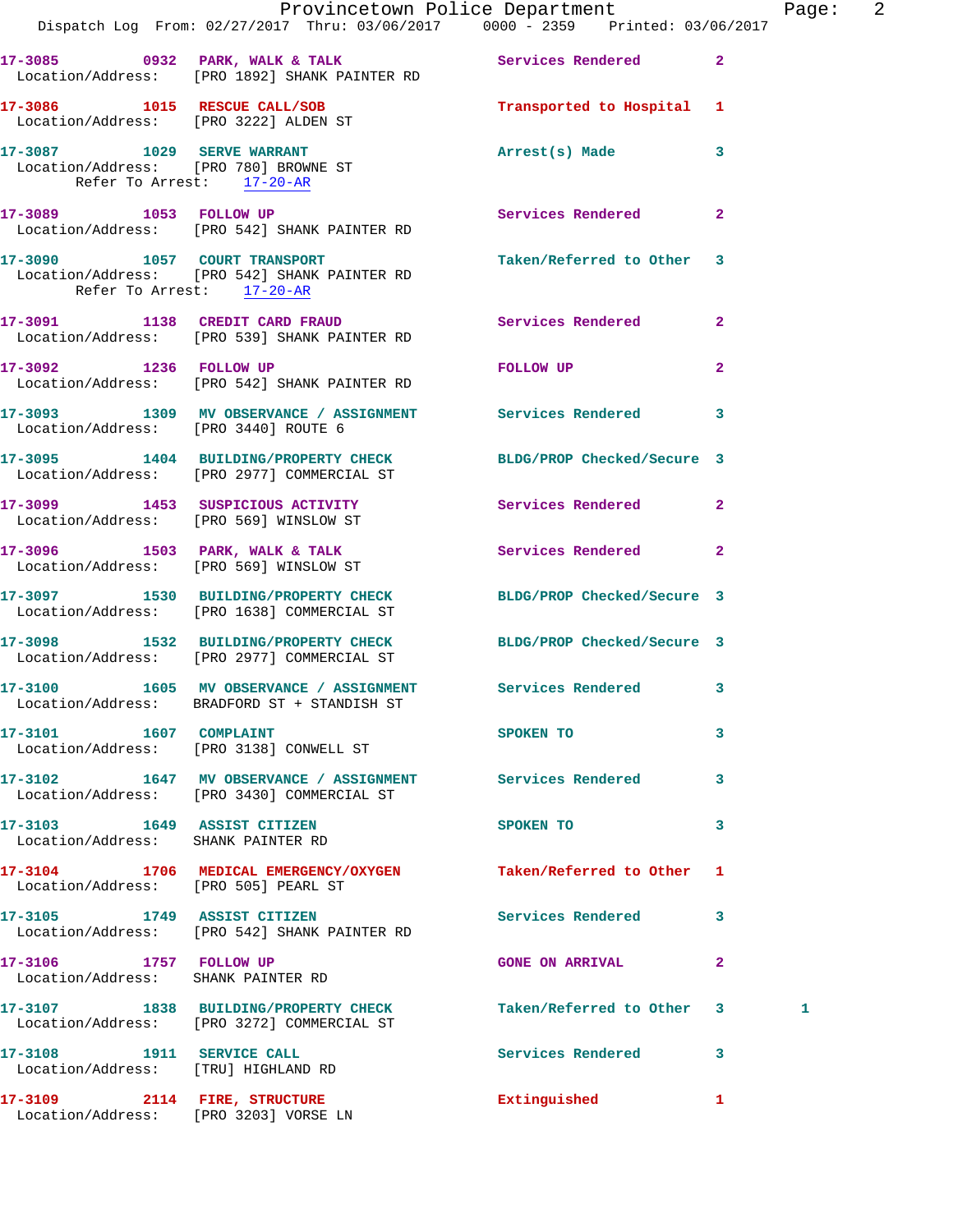| Call # | Time | Call Reason | Action | Priority | |
|---|---|---|---|---|---|
| 17-3085 | 0932 | PARK, WALK & TALK | Services Rendered | 2 | |
| Location/Address: [PRO 1892] SHANK PAINTER RD | | | | | |
| 17-3086 | 1015 | RESCUE CALL/SOB | Transported to Hospital | 1 | |
| Location/Address: [PRO 3222] ALDEN ST | | | | | |
| 17-3087 | 1029 | SERVE WARRANT | Arrest(s) Made | 3 | |
| Location/Address: [PRO 780] BROWNE ST | | | | | |
| Refer To Arrest: 17-20-AR | | | | | |
| 17-3089 | 1053 | FOLLOW UP | Services Rendered | 2 | |
| Location/Address: [PRO 542] SHANK PAINTER RD | | | | | |
| 17-3090 | 1057 | COURT TRANSPORT | Taken/Referred to Other | 3 | |
| Location/Address: [PRO 542] SHANK PAINTER RD | | | | | |
| Refer To Arrest: 17-20-AR | | | | | |
| 17-3091 | 1138 | CREDIT CARD FRAUD | Services Rendered | 2 | |
| Location/Address: [PRO 539] SHANK PAINTER RD | | | | | |
| 17-3092 | 1236 | FOLLOW UP | FOLLOW UP | 2 | |
| Location/Address: [PRO 542] SHANK PAINTER RD | | | | | |
| 17-3093 | 1309 | MV OBSERVANCE / ASSIGNMENT | Services Rendered | 3 | |
| Location/Address: [PRO 3440] ROUTE 6 | | | | | |
| 17-3095 | 1404 | BUILDING/PROPERTY CHECK | BLDG/PROP Checked/Secure | 3 | |
| Location/Address: [PRO 2977] COMMERCIAL ST | | | | | |
| 17-3099 | 1453 | SUSPICIOUS ACTIVITY | Services Rendered | 2 | |
| Location/Address: [PRO 569] WINSLOW ST | | | | | |
| 17-3096 | 1503 | PARK, WALK & TALK | Services Rendered | 2 | |
| Location/Address: [PRO 569] WINSLOW ST | | | | | |
| 17-3097 | 1530 | BUILDING/PROPERTY CHECK | BLDG/PROP Checked/Secure | 3 | |
| Location/Address: [PRO 1638] COMMERCIAL ST | | | | | |
| 17-3098 | 1532 | BUILDING/PROPERTY CHECK | BLDG/PROP Checked/Secure | 3 | |
| Location/Address: [PRO 2977] COMMERCIAL ST | | | | | |
| 17-3100 | 1605 | MV OBSERVANCE / ASSIGNMENT | Services Rendered | 3 | |
| Location/Address: BRADFORD ST + STANDISH ST | | | | | |
| 17-3101 | 1607 | COMPLAINT | SPOKEN TO | 3 | |
| Location/Address: [PRO 3138] CONWELL ST | | | | | |
| 17-3102 | 1647 | MV OBSERVANCE / ASSIGNMENT | Services Rendered | 3 | |
| Location/Address: [PRO 3430] COMMERCIAL ST | | | | | |
| 17-3103 | 1649 | ASSIST CITIZEN | SPOKEN TO | 3 | |
| Location/Address: SHANK PAINTER RD | | | | | |
| 17-3104 | 1706 | MEDICAL EMERGENCY/OXYGEN | Taken/Referred to Other | 1 | |
| Location/Address: [PRO 505] PEARL ST | | | | | |
| 17-3105 | 1749 | ASSIST CITIZEN | Services Rendered | 3 | |
| Location/Address: [PRO 542] SHANK PAINTER RD | | | | | |
| 17-3106 | 1757 | FOLLOW UP | GONE ON ARRIVAL | 2 | |
| Location/Address: SHANK PAINTER RD | | | | | |
| 17-3107 | 1838 | BUILDING/PROPERTY CHECK | Taken/Referred to Other | 3 | 1 |
| Location/Address: [PRO 3272] COMMERCIAL ST | | | | | |
| 17-3108 | 1911 | SERVICE CALL | Services Rendered | 3 | |
| Location/Address: [TRU] HIGHLAND RD | | | | | |
| 17-3109 | 2114 | FIRE, STRUCTURE | Extinguished | 1 | |
| Location/Address: [PRO 3203] VORSE LN | | | | | |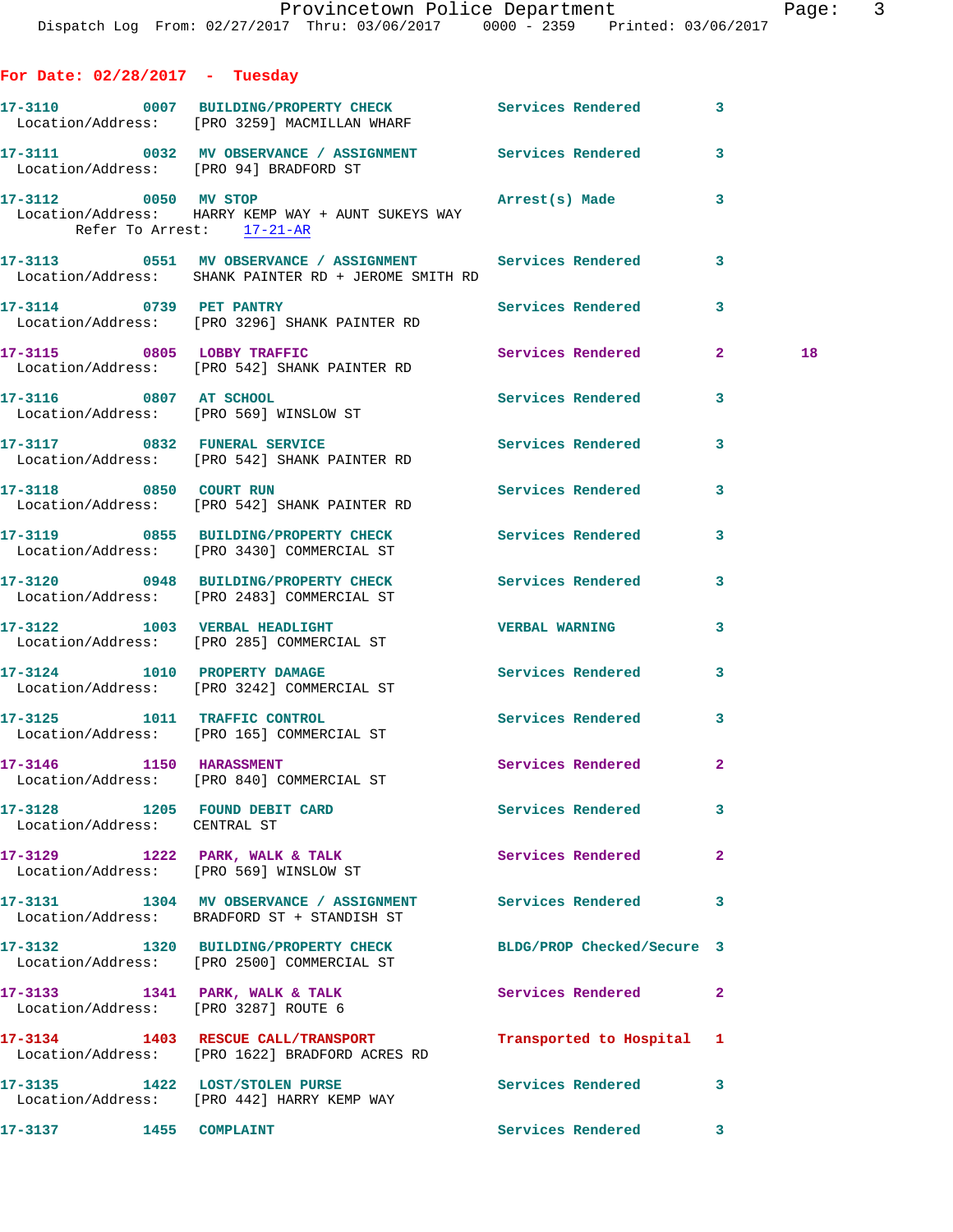**For Date: 02/28/2017 - Tuesday**

```
17-3110        0007   BUILDING/PROPERTY CHECK           Services Rendered        3
  Location/Address:    [PRO 3259] MACMILLAN WHARF

17-3111        0032   MV OBSERVANCE / ASSIGNMENT        Services Rendered        3
  Location/Address:    [PRO 94] BRADFORD ST

17-3112        0050   MV STOP                           Arrest(s) Made           3
  Location/Address:    HARRY KEMP WAY + AUNT SUKEYS WAY
       Refer To Arrest:    17-21-AR

17-3113        0551   MV OBSERVANCE / ASSIGNMENT        Services Rendered        3
  Location/Address:    SHANK PAINTER RD + JEROME SMITH RD

17-3114        0739   PET PANTRY                        Services Rendered        3
  Location/Address:    [PRO 3296] SHANK PAINTER RD

17-3115        0805   LOBBY TRAFFIC                     Services Rendered        2        18
  Location/Address:    [PRO 542] SHANK PAINTER RD

17-3116        0807   AT SCHOOL                         Services Rendered        3
  Location/Address:    [PRO 569] WINSLOW ST

17-3117        0832   FUNERAL SERVICE                   Services Rendered        3
  Location/Address:    [PRO 542] SHANK PAINTER RD

17-3118        0850   COURT RUN                         Services Rendered        3
  Location/Address:    [PRO 542] SHANK PAINTER RD

17-3119        0855   BUILDING/PROPERTY CHECK           Services Rendered        3
  Location/Address:    [PRO 3430] COMMERCIAL ST

17-3120        0948   BUILDING/PROPERTY CHECK           Services Rendered        3
  Location/Address:    [PRO 2483] COMMERCIAL ST

17-3122        1003   VERBAL HEADLIGHT                  VERBAL WARNING           3
  Location/Address:    [PRO 285] COMMERCIAL ST

17-3124        1010   PROPERTY DAMAGE                   Services Rendered        3
  Location/Address:    [PRO 3242] COMMERCIAL ST

17-3125        1011   TRAFFIC CONTROL                   Services Rendered        3
  Location/Address:    [PRO 165] COMMERCIAL ST

17-3146        1150   HARASSMENT                        Services Rendered        2
  Location/Address:    [PRO 840] COMMERCIAL ST

17-3128        1205   FOUND DEBIT CARD                  Services Rendered        3
  Location/Address:    CENTRAL ST

17-3129        1222   PARK, WALK & TALK                 Services Rendered        2
  Location/Address:    [PRO 569] WINSLOW ST

17-3131        1304   MV OBSERVANCE / ASSIGNMENT        Services Rendered        3
  Location/Address:    BRADFORD ST + STANDISH ST

17-3132        1320   BUILDING/PROPERTY CHECK           BLDG/PROP Checked/Secure 3
  Location/Address:    [PRO 2500] COMMERCIAL ST

17-3133        1341   PARK, WALK & TALK                 Services Rendered        2
  Location/Address:    [PRO 3287] ROUTE 6

17-3134        1403   RESCUE CALL/TRANSPORT             Transported to Hospital  1
  Location/Address:    [PRO 1622] BRADFORD ACRES RD

17-3135        1422   LOST/STOLEN PURSE                 Services Rendered        3
  Location/Address:    [PRO 442] HARRY KEMP WAY

17-3137        1455   COMPLAINT                         Services Rendered        3
```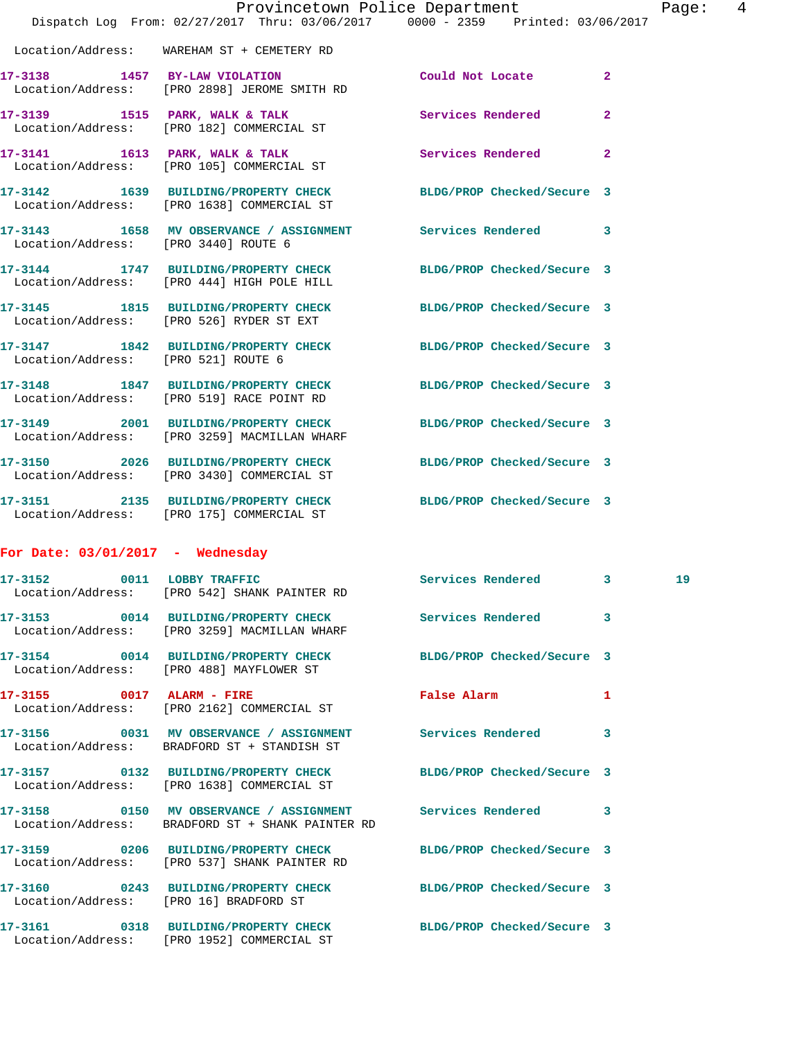Location/Address: WAREHAM ST + CEMETERY RD

**17-3138** 1457 **BY-LAW VIOLATION** Could Not Locate 2
Location/Address: [PRO 2898] JEROME SMITH RD

**17-3139** 1515 **PARK, WALK & TALK** Services Rendered 2
Location/Address: [PRO 182] COMMERCIAL ST

**17-3141** 1613 **PARK, WALK & TALK** Services Rendered 2
Location/Address: [PRO 105] COMMERCIAL ST

**17-3142** 1639 **BUILDING/PROPERTY CHECK** BLDG/PROP Checked/Secure 3
Location/Address: [PRO 1638] COMMERCIAL ST

**17-3143** 1658 **MV OBSERVANCE / ASSIGNMENT** Services Rendered 3
Location/Address: [PRO 3440] ROUTE 6

**17-3144** 1747 **BUILDING/PROPERTY CHECK** BLDG/PROP Checked/Secure 3
Location/Address: [PRO 444] HIGH POLE HILL

**17-3145** 1815 **BUILDING/PROPERTY CHECK** BLDG/PROP Checked/Secure 3
Location/Address: [PRO 526] RYDER ST EXT

**17-3147** 1842 **BUILDING/PROPERTY CHECK** BLDG/PROP Checked/Secure 3
Location/Address: [PRO 521] ROUTE 6

**17-3148** 1847 **BUILDING/PROPERTY CHECK** BLDG/PROP Checked/Secure 3
Location/Address: [PRO 519] RACE POINT RD

**17-3149** 2001 **BUILDING/PROPERTY CHECK** BLDG/PROP Checked/Secure 3
Location/Address: [PRO 3259] MACMILLAN WHARF

**17-3150** 2026 **BUILDING/PROPERTY CHECK** BLDG/PROP Checked/Secure 3
Location/Address: [PRO 3430] COMMERCIAL ST

**17-3151** 2135 **BUILDING/PROPERTY CHECK** BLDG/PROP Checked/Secure 3
Location/Address: [PRO 175] COMMERCIAL ST

## For Date: 03/01/2017 - Wednesday

**17-3152** 0011 **LOBBY TRAFFIC** Services Rendered 3 19
Location/Address: [PRO 542] SHANK PAINTER RD

**17-3153** 0014 **BUILDING/PROPERTY CHECK** Services Rendered 3
Location/Address: [PRO 3259] MACMILLAN WHARF

**17-3154** 0014 **BUILDING/PROPERTY CHECK** BLDG/PROP Checked/Secure 3
Location/Address: [PRO 488] MAYFLOWER ST

**17-3155** 0017 **ALARM - FIRE** False Alarm 1
Location/Address: [PRO 2162] COMMERCIAL ST

**17-3156** 0031 **MV OBSERVANCE / ASSIGNMENT** Services Rendered 3
Location/Address: BRADFORD ST + STANDISH ST

**17-3157** 0132 **BUILDING/PROPERTY CHECK** BLDG/PROP Checked/Secure 3
Location/Address: [PRO 1638] COMMERCIAL ST

**17-3158** 0150 **MV OBSERVANCE / ASSIGNMENT** Services Rendered 3
Location/Address: BRADFORD ST + SHANK PAINTER RD

**17-3159** 0206 **BUILDING/PROPERTY CHECK** BLDG/PROP Checked/Secure 3
Location/Address: [PRO 537] SHANK PAINTER RD

**17-3160** 0243 **BUILDING/PROPERTY CHECK** BLDG/PROP Checked/Secure 3
Location/Address: [PRO 16] BRADFORD ST

**17-3161** 0318 **BUILDING/PROPERTY CHECK** BLDG/PROP Checked/Secure 3
Location/Address: [PRO 1952] COMMERCIAL ST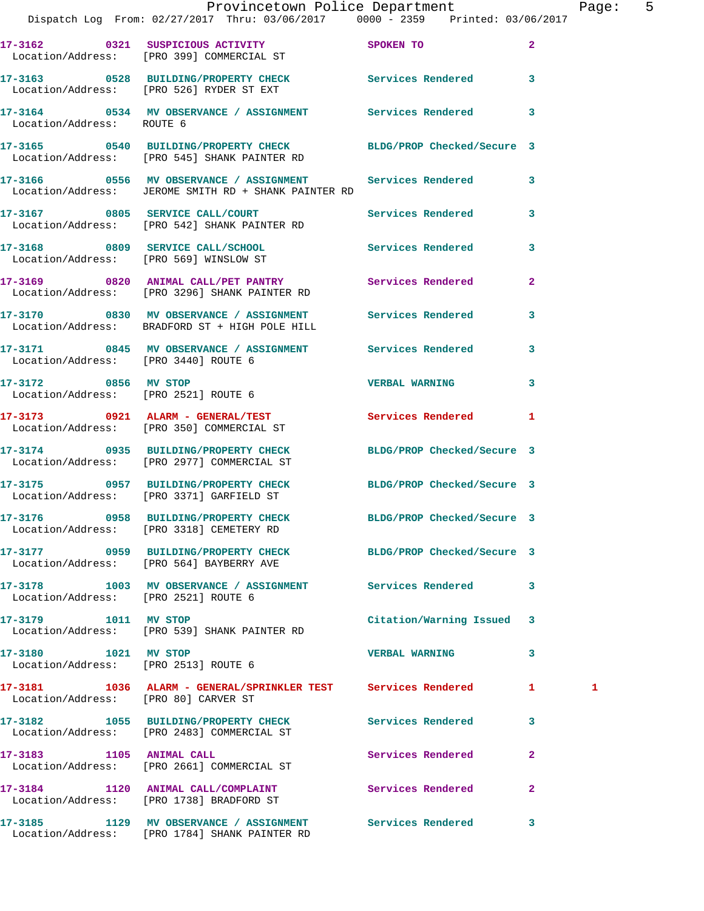Dispatch Log From: 02/27/2017 Thru: 03/06/2017 0000 - 2359 Printed: 03/06/2017

| Call # | Time | Call Reason | Action | Priority | |
|---|---|---|---|---|---|
| 17-3162 | 0321 | SUSPICIOUS ACTIVITY | SPOKEN TO | 2 | |
| Location/Address: | | [PRO 399] COMMERCIAL ST | | | |
| 17-3163 | 0528 | BUILDING/PROPERTY CHECK | Services Rendered | 3 | |
| Location/Address: | | [PRO 526] RYDER ST EXT | | | |
| 17-3164 | 0534 | MV OBSERVANCE / ASSIGNMENT | Services Rendered | 3 | |
| Location/Address: | | ROUTE 6 | | | |
| 17-3165 | 0540 | BUILDING/PROPERTY CHECK | BLDG/PROP Checked/Secure | 3 | |
| Location/Address: | | [PRO 545] SHANK PAINTER RD | | | |
| 17-3166 | 0556 | MV OBSERVANCE / ASSIGNMENT | Services Rendered | 3 | |
| Location/Address: | | JEROME SMITH RD + SHANK PAINTER RD | | | |
| 17-3167 | 0805 | SERVICE CALL/COURT | Services Rendered | 3 | |
| Location/Address: | | [PRO 542] SHANK PAINTER RD | | | |
| 17-3168 | 0809 | SERVICE CALL/SCHOOL | Services Rendered | 3 | |
| Location/Address: | | [PRO 569] WINSLOW ST | | | |
| 17-3169 | 0820 | ANIMAL CALL/PET PANTRY | Services Rendered | 2 | |
| Location/Address: | | [PRO 3296] SHANK PAINTER RD | | | |
| 17-3170 | 0830 | MV OBSERVANCE / ASSIGNMENT | Services Rendered | 3 | |
| Location/Address: | | BRADFORD ST + HIGH POLE HILL | | | |
| 17-3171 | 0845 | MV OBSERVANCE / ASSIGNMENT | Services Rendered | 3 | |
| Location/Address: | | [PRO 3440] ROUTE 6 | | | |
| 17-3172 | 0856 | MV STOP | VERBAL WARNING | 3 | |
| Location/Address: | | [PRO 2521] ROUTE 6 | | | |
| 17-3173 | 0921 | ALARM - GENERAL/TEST | Services Rendered | 1 | |
| Location/Address: | | [PRO 350] COMMERCIAL ST | | | |
| 17-3174 | 0935 | BUILDING/PROPERTY CHECK | BLDG/PROP Checked/Secure | 3 | |
| Location/Address: | | [PRO 2977] COMMERCIAL ST | | | |
| 17-3175 | 0957 | BUILDING/PROPERTY CHECK | BLDG/PROP Checked/Secure | 3 | |
| Location/Address: | | [PRO 3371] GARFIELD ST | | | |
| 17-3176 | 0958 | BUILDING/PROPERTY CHECK | BLDG/PROP Checked/Secure | 3 | |
| Location/Address: | | [PRO 3318] CEMETERY RD | | | |
| 17-3177 | 0959 | BUILDING/PROPERTY CHECK | BLDG/PROP Checked/Secure | 3 | |
| Location/Address: | | [PRO 564] BAYBERRY AVE | | | |
| 17-3178 | 1003 | MV OBSERVANCE / ASSIGNMENT | Services Rendered | 3 | |
| Location/Address: | | [PRO 2521] ROUTE 6 | | | |
| 17-3179 | 1011 | MV STOP | Citation/Warning Issued | 3 | |
| Location/Address: | | [PRO 539] SHANK PAINTER RD | | | |
| 17-3180 | 1021 | MV STOP | VERBAL WARNING | 3 | |
| Location/Address: | | [PRO 2513] ROUTE 6 | | | |
| 17-3181 | 1036 | ALARM - GENERAL/SPRINKLER TEST | Services Rendered | 1 | 1 |
| Location/Address: | | [PRO 80] CARVER ST | | | |
| 17-3182 | 1055 | BUILDING/PROPERTY CHECK | Services Rendered | 3 | |
| Location/Address: | | [PRO 2483] COMMERCIAL ST | | | |
| 17-3183 | 1105 | ANIMAL CALL | Services Rendered | 2 | |
| Location/Address: | | [PRO 2661] COMMERCIAL ST | | | |
| 17-3184 | 1120 | ANIMAL CALL/COMPLAINT | Services Rendered | 2 | |
| Location/Address: | | [PRO 1738] BRADFORD ST | | | |
| 17-3185 | 1129 | MV OBSERVANCE / ASSIGNMENT | Services Rendered | 3 | |
| Location/Address: | | [PRO 1784] SHANK PAINTER RD | | | |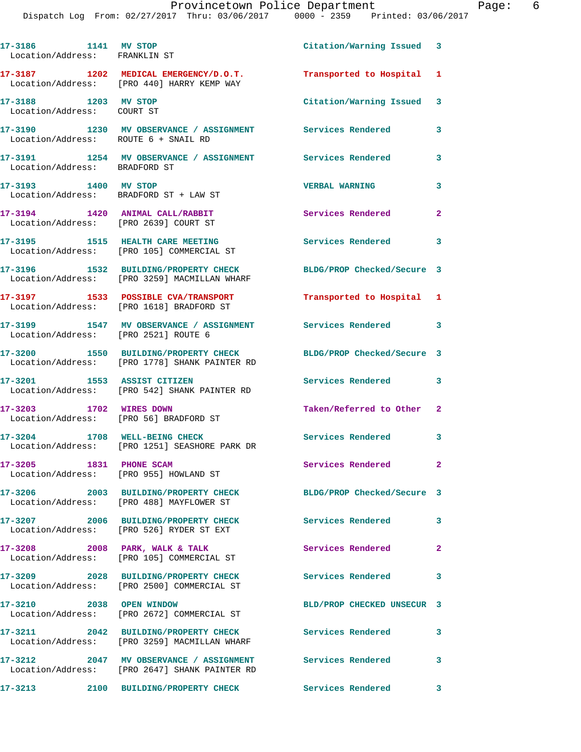| Call Number | Time | Call Reason | Action | Priority |
|---|---|---|---|---|
| 17-3186 | 1141 | MV STOP | Citation/Warning Issued | 3 |
| Location/Address: | | FRANKLIN ST | | |
| 17-3187 | 1202 | MEDICAL EMERGENCY/D.O.T. | Transported to Hospital | 1 |
| Location/Address: | | [PRO 440] HARRY KEMP WAY | | |
| 17-3188 | 1203 | MV STOP | Citation/Warning Issued | 3 |
| Location/Address: | | COURT ST | | |
| 17-3190 | 1230 | MV OBSERVANCE / ASSIGNMENT | Services Rendered | 3 |
| Location/Address: | | ROUTE 6 + SNAIL RD | | |
| 17-3191 | 1254 | MV OBSERVANCE / ASSIGNMENT | Services Rendered | 3 |
| Location/Address: | | BRADFORD ST | | |
| 17-3193 | 1400 | MV STOP | VERBAL WARNING | 3 |
| Location/Address: | | BRADFORD ST + LAW ST | | |
| 17-3194 | 1420 | ANIMAL CALL/RABBIT | Services Rendered | 2 |
| Location/Address: | | [PRO 2639] COURT ST | | |
| 17-3195 | 1515 | HEALTH CARE MEETING | Services Rendered | 3 |
| Location/Address: | | [PRO 105] COMMERCIAL ST | | |
| 17-3196 | 1532 | BUILDING/PROPERTY CHECK | BLDG/PROP Checked/Secure | 3 |
| Location/Address: | | [PRO 3259] MACMILLAN WHARF | | |
| 17-3197 | 1533 | POSSIBLE CVA/TRANSPORT | Transported to Hospital | 1 |
| Location/Address: | | [PRO 1618] BRADFORD ST | | |
| 17-3199 | 1547 | MV OBSERVANCE / ASSIGNMENT | Services Rendered | 3 |
| Location/Address: | | [PRO 2521] ROUTE 6 | | |
| 17-3200 | 1550 | BUILDING/PROPERTY CHECK | BLDG/PROP Checked/Secure | 3 |
| Location/Address: | | [PRO 1778] SHANK PAINTER RD | | |
| 17-3201 | 1553 | ASSIST CITIZEN | Services Rendered | 3 |
| Location/Address: | | [PRO 542] SHANK PAINTER RD | | |
| 17-3203 | 1702 | WIRES DOWN | Taken/Referred to Other | 2 |
| Location/Address: | | [PRO 56] BRADFORD ST | | |
| 17-3204 | 1708 | WELL-BEING CHECK | Services Rendered | 3 |
| Location/Address: | | [PRO 1251] SEASHORE PARK DR | | |
| 17-3205 | 1831 | PHONE SCAM | Services Rendered | 2 |
| Location/Address: | | [PRO 955] HOWLAND ST | | |
| 17-3206 | 2003 | BUILDING/PROPERTY CHECK | BLDG/PROP Checked/Secure | 3 |
| Location/Address: | | [PRO 488] MAYFLOWER ST | | |
| 17-3207 | 2006 | BUILDING/PROPERTY CHECK | Services Rendered | 3 |
| Location/Address: | | [PRO 526] RYDER ST EXT | | |
| 17-3208 | 2008 | PARK, WALK & TALK | Services Rendered | 2 |
| Location/Address: | | [PRO 105] COMMERCIAL ST | | |
| 17-3209 | 2028 | BUILDING/PROPERTY CHECK | Services Rendered | 3 |
| Location/Address: | | [PRO 2500] COMMERCIAL ST | | |
| 17-3210 | 2038 | OPEN WINDOW | BLD/PROP CHECKED UNSECUR | 3 |
| Location/Address: | | [PRO 2672] COMMERCIAL ST | | |
| 17-3211 | 2042 | BUILDING/PROPERTY CHECK | Services Rendered | 3 |
| Location/Address: | | [PRO 3259] MACMILLAN WHARF | | |
| 17-3212 | 2047 | MV OBSERVANCE / ASSIGNMENT | Services Rendered | 3 |
| Location/Address: | | [PRO 2647] SHANK PAINTER RD | | |
| 17-3213 | 2100 | BUILDING/PROPERTY CHECK | Services Rendered | 3 |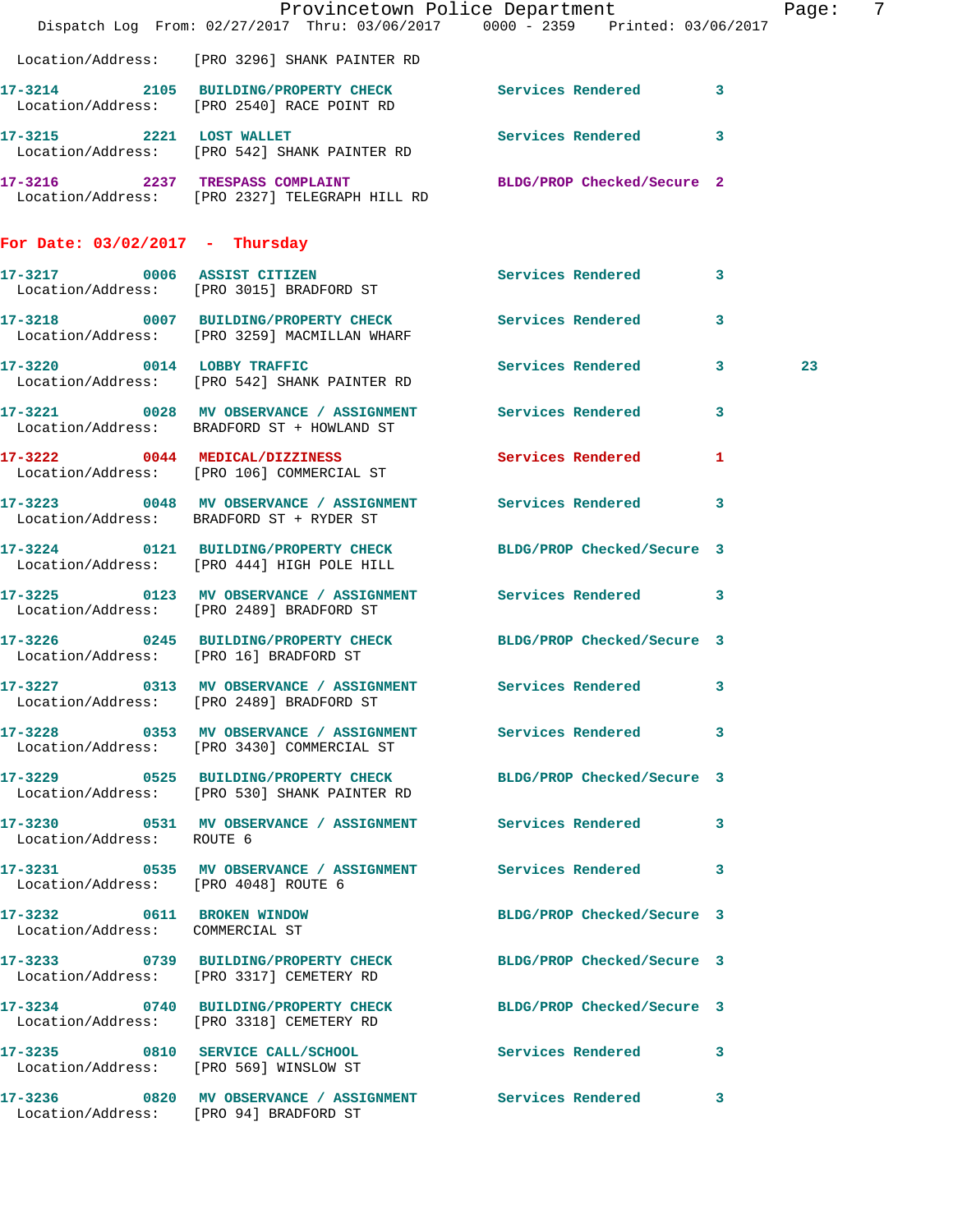Location/Address: [PRO 3296] SHANK PAINTER RD

**17-3214 2105 BUILDING/PROPERTY CHECK** Services Rendered 3
Location/Address: [PRO 2540] RACE POINT RD

**17-3215 2221 LOST WALLET** Services Rendered 3
Location/Address: [PRO 542] SHANK PAINTER RD

**17-3216 2237 TRESPASS COMPLAINT** BLDG/PROP Checked/Secure 2
Location/Address: [PRO 2327] TELEGRAPH HILL RD

## For Date: 03/02/2017 - Thursday

**17-3217 0006 ASSIST CITIZEN** Services Rendered 3
Location/Address: [PRO 3015] BRADFORD ST

**17-3218 0007 BUILDING/PROPERTY CHECK** Services Rendered 3
Location/Address: [PRO 3259] MACMILLAN WHARF

**17-3220 0014 LOBBY TRAFFIC** Services Rendered 3 23
Location/Address: [PRO 542] SHANK PAINTER RD

**17-3221 0028 MV OBSERVANCE / ASSIGNMENT** Services Rendered 3
Location/Address: BRADFORD ST + HOWLAND ST

**17-3222 0044 MEDICAL/DIZZINESS** Services Rendered 1
Location/Address: [PRO 106] COMMERCIAL ST

**17-3223 0048 MV OBSERVANCE / ASSIGNMENT** Services Rendered 3
Location/Address: BRADFORD ST + RYDER ST

**17-3224 0121 BUILDING/PROPERTY CHECK** BLDG/PROP Checked/Secure 3
Location/Address: [PRO 444] HIGH POLE HILL

**17-3225 0123 MV OBSERVANCE / ASSIGNMENT** Services Rendered 3
Location/Address: [PRO 2489] BRADFORD ST

**17-3226 0245 BUILDING/PROPERTY CHECK** BLDG/PROP Checked/Secure 3
Location/Address: [PRO 16] BRADFORD ST

**17-3227 0313 MV OBSERVANCE / ASSIGNMENT** Services Rendered 3
Location/Address: [PRO 2489] BRADFORD ST

**17-3228 0353 MV OBSERVANCE / ASSIGNMENT** Services Rendered 3
Location/Address: [PRO 3430] COMMERCIAL ST

**17-3229 0525 BUILDING/PROPERTY CHECK** BLDG/PROP Checked/Secure 3
Location/Address: [PRO 530] SHANK PAINTER RD

**17-3230 0531 MV OBSERVANCE / ASSIGNMENT** Services Rendered 3
Location/Address: ROUTE 6

**17-3231 0535 MV OBSERVANCE / ASSIGNMENT** Services Rendered 3
Location/Address: [PRO 4048] ROUTE 6

**17-3232 0611 BROKEN WINDOW** BLDG/PROP Checked/Secure 3
Location/Address: COMMERCIAL ST

**17-3233 0739 BUILDING/PROPERTY CHECK** BLDG/PROP Checked/Secure 3
Location/Address: [PRO 3317] CEMETERY RD

**17-3234 0740 BUILDING/PROPERTY CHECK** BLDG/PROP Checked/Secure 3
Location/Address: [PRO 3318] CEMETERY RD

**17-3235 0810 SERVICE CALL/SCHOOL** Services Rendered 3
Location/Address: [PRO 569] WINSLOW ST

**17-3236 0820 MV OBSERVANCE / ASSIGNMENT** Services Rendered 3
Location/Address: [PRO 94] BRADFORD ST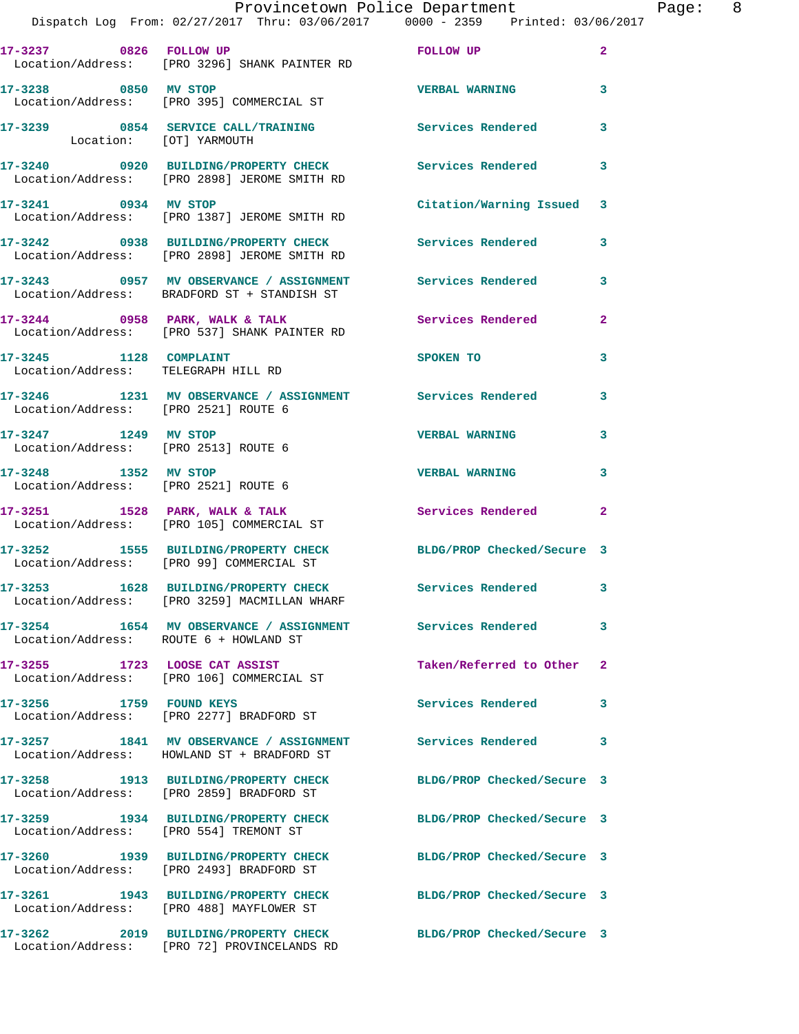17-3237 0826 FOLLOW UP FOLLOW UP 2
Location/Address: [PRO 3296] SHANK PAINTER RD

17-3238 0850 MV STOP VERBAL WARNING 3
Location/Address: [PRO 395] COMMERCIAL ST

17-3239 0854 SERVICE CALL/TRAINING Services Rendered 3
Location: [OT] YARMOUTH

17-3240 0920 BUILDING/PROPERTY CHECK Services Rendered 3
Location/Address: [PRO 2898] JEROME SMITH RD

17-3241 0934 MV STOP Citation/Warning Issued 3
Location/Address: [PRO 1387] JEROME SMITH RD

17-3242 0938 BUILDING/PROPERTY CHECK Services Rendered 3
Location/Address: [PRO 2898] JEROME SMITH RD

17-3243 0957 MV OBSERVANCE / ASSIGNMENT Services Rendered 3
Location/Address: BRADFORD ST + STANDISH ST

17-3244 0958 PARK, WALK & TALK Services Rendered 2
Location/Address: [PRO 537] SHANK PAINTER RD

17-3245 1128 COMPLAINT SPOKEN TO 3
Location/Address: TELEGRAPH HILL RD

17-3246 1231 MV OBSERVANCE / ASSIGNMENT Services Rendered 3
Location/Address: [PRO 2521] ROUTE 6

17-3247 1249 MV STOP VERBAL WARNING 3
Location/Address: [PRO 2513] ROUTE 6

17-3248 1352 MV STOP VERBAL WARNING 3
Location/Address: [PRO 2521] ROUTE 6

17-3251 1528 PARK, WALK & TALK Services Rendered 2
Location/Address: [PRO 105] COMMERCIAL ST

17-3252 1555 BUILDING/PROPERTY CHECK BLDG/PROP Checked/Secure 3
Location/Address: [PRO 99] COMMERCIAL ST

17-3253 1628 BUILDING/PROPERTY CHECK Services Rendered 3
Location/Address: [PRO 3259] MACMILLAN WHARF

17-3254 1654 MV OBSERVANCE / ASSIGNMENT Services Rendered 3
Location/Address: ROUTE 6 + HOWLAND ST

17-3255 1723 LOOSE CAT ASSIST Taken/Referred to Other 2
Location/Address: [PRO 106] COMMERCIAL ST

17-3256 1759 FOUND KEYS Services Rendered 3
Location/Address: [PRO 2277] BRADFORD ST

17-3257 1841 MV OBSERVANCE / ASSIGNMENT Services Rendered 3
Location/Address: HOWLAND ST + BRADFORD ST

17-3258 1913 BUILDING/PROPERTY CHECK BLDG/PROP Checked/Secure 3
Location/Address: [PRO 2859] BRADFORD ST

17-3259 1934 BUILDING/PROPERTY CHECK BLDG/PROP Checked/Secure 3
Location/Address: [PRO 554] TREMONT ST

17-3260 1939 BUILDING/PROPERTY CHECK BLDG/PROP Checked/Secure 3
Location/Address: [PRO 2493] BRADFORD ST

17-3261 1943 BUILDING/PROPERTY CHECK BLDG/PROP Checked/Secure 3
Location/Address: [PRO 488] MAYFLOWER ST

17-3262 2019 BUILDING/PROPERTY CHECK BLDG/PROP Checked/Secure 3
Location/Address: [PRO 72] PROVINCELANDS RD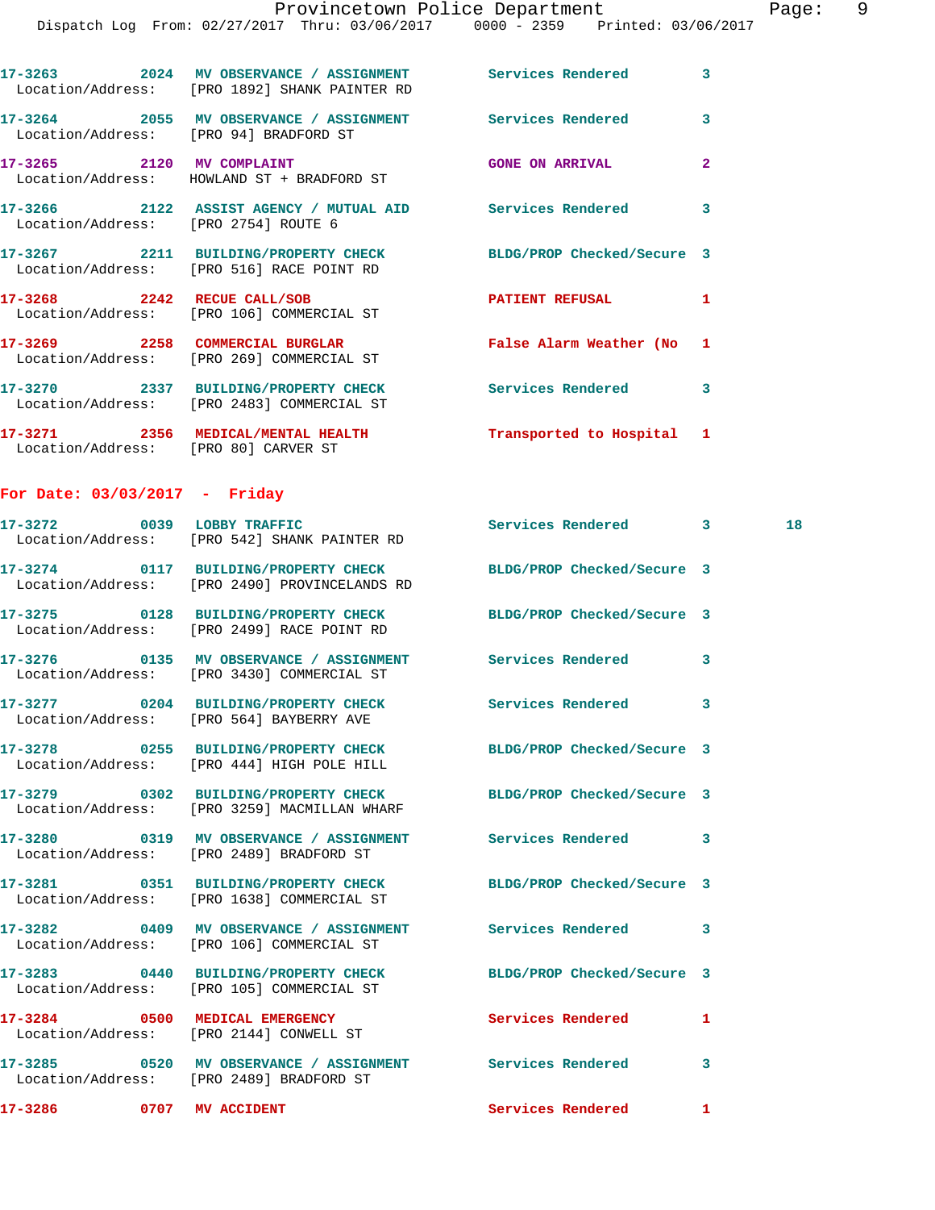| Call # | Time | Call Reason | Action | Priority | |
|---|---|---|---|---|---|
| 17-3263 | 2024 | MV OBSERVANCE / ASSIGNMENT | Services Rendered | 3 | |
| Location/Address: | | [PRO 1892] SHANK PAINTER RD | | | |
| 17-3264 | 2055 | MV OBSERVANCE / ASSIGNMENT | Services Rendered | 3 | |
| Location/Address: | | [PRO 94] BRADFORD ST | | | |
| 17-3265 | 2120 | MV COMPLAINT | GONE ON ARRIVAL | 2 | |
| Location/Address: | | HOWLAND ST + BRADFORD ST | | | |
| 17-3266 | 2122 | ASSIST AGENCY / MUTUAL AID | Services Rendered | 3 | |
| Location/Address: | | [PRO 2754] ROUTE 6 | | | |
| 17-3267 | 2211 | BUILDING/PROPERTY CHECK | BLDG/PROP Checked/Secure | 3 | |
| Location/Address: | | [PRO 516] RACE POINT RD | | | |
| 17-3268 | 2242 | RECUE CALL/SOB | PATIENT REFUSAL | 1 | |
| Location/Address: | | [PRO 106] COMMERCIAL ST | | | |
| 17-3269 | 2258 | COMMERCIAL BURGLAR | False Alarm Weather (No | 1 | |
| Location/Address: | | [PRO 269] COMMERCIAL ST | | | |
| 17-3270 | 2337 | BUILDING/PROPERTY CHECK | Services Rendered | 3 | |
| Location/Address: | | [PRO 2483] COMMERCIAL ST | | | |
| 17-3271 | 2356 | MEDICAL/MENTAL HEALTH | Transported to Hospital | 1 | |
| Location/Address: | | [PRO 80] CARVER ST | | | |

## For Date: 03/03/2017 - Friday

| Call # | Time | Call Reason | Action | Priority | |
|---|---|---|---|---|---|
| 17-3272 | 0039 | LOBBY TRAFFIC | Services Rendered | 3 | 18 |
| Location/Address: | | [PRO 542] SHANK PAINTER RD | | | |
| 17-3274 | 0117 | BUILDING/PROPERTY CHECK | BLDG/PROP Checked/Secure | 3 | |
| Location/Address: | | [PRO 2490] PROVINCELANDS RD | | | |
| 17-3275 | 0128 | BUILDING/PROPERTY CHECK | BLDG/PROP Checked/Secure | 3 | |
| Location/Address: | | [PRO 2499] RACE POINT RD | | | |
| 17-3276 | 0135 | MV OBSERVANCE / ASSIGNMENT | Services Rendered | 3 | |
| Location/Address: | | [PRO 3430] COMMERCIAL ST | | | |
| 17-3277 | 0204 | BUILDING/PROPERTY CHECK | Services Rendered | 3 | |
| Location/Address: | | [PRO 564] BAYBERRY AVE | | | |
| 17-3278 | 0255 | BUILDING/PROPERTY CHECK | BLDG/PROP Checked/Secure | 3 | |
| Location/Address: | | [PRO 444] HIGH POLE HILL | | | |
| 17-3279 | 0302 | BUILDING/PROPERTY CHECK | BLDG/PROP Checked/Secure | 3 | |
| Location/Address: | | [PRO 3259] MACMILLAN WHARF | | | |
| 17-3280 | 0319 | MV OBSERVANCE / ASSIGNMENT | Services Rendered | 3 | |
| Location/Address: | | [PRO 2489] BRADFORD ST | | | |
| 17-3281 | 0351 | BUILDING/PROPERTY CHECK | BLDG/PROP Checked/Secure | 3 | |
| Location/Address: | | [PRO 1638] COMMERCIAL ST | | | |
| 17-3282 | 0409 | MV OBSERVANCE / ASSIGNMENT | Services Rendered | 3 | |
| Location/Address: | | [PRO 106] COMMERCIAL ST | | | |
| 17-3283 | 0440 | BUILDING/PROPERTY CHECK | BLDG/PROP Checked/Secure | 3 | |
| Location/Address: | | [PRO 105] COMMERCIAL ST | | | |
| 17-3284 | 0500 | MEDICAL EMERGENCY | Services Rendered | 1 | |
| Location/Address: | | [PRO 2144] CONWELL ST | | | |
| 17-3285 | 0520 | MV OBSERVANCE / ASSIGNMENT | Services Rendered | 3 | |
| Location/Address: | | [PRO 2489] BRADFORD ST | | | |
| 17-3286 | 0707 | MV ACCIDENT | Services Rendered | 1 | |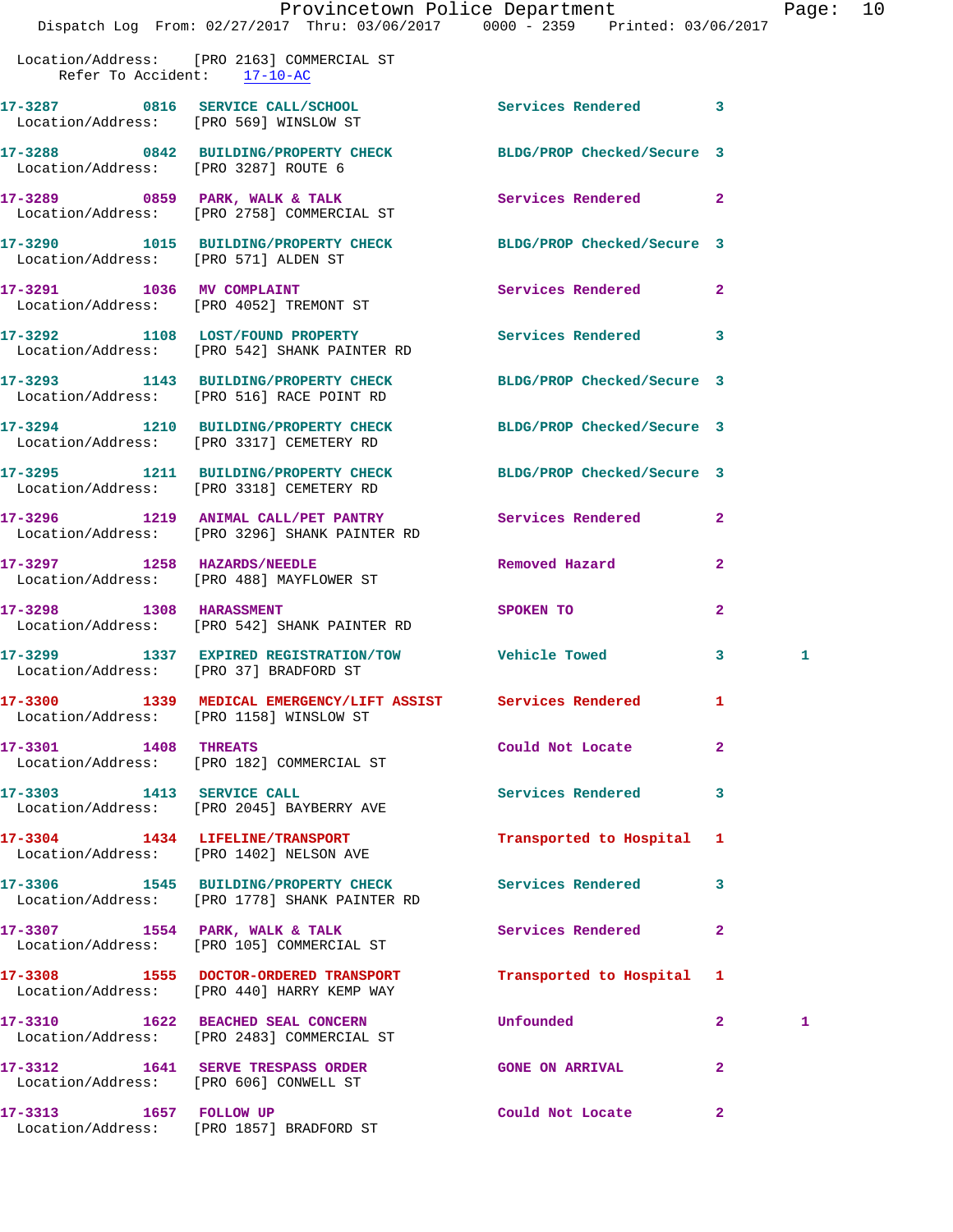Location/Address: [PRO 2163] COMMERCIAL ST
Refer To Accident: 17-10-AC

17-3287 0816 SERVICE CALL/SCHOOL Services Rendered 3
Location/Address: [PRO 569] WINSLOW ST

17-3288 0842 BUILDING/PROPERTY CHECK BLDG/PROP Checked/Secure 3
Location/Address: [PRO 3287] ROUTE 6

17-3289 0859 PARK, WALK & TALK Services Rendered 2
Location/Address: [PRO 2758] COMMERCIAL ST

17-3290 1015 BUILDING/PROPERTY CHECK BLDG/PROP Checked/Secure 3
Location/Address: [PRO 571] ALDEN ST

17-3291 1036 MV COMPLAINT Services Rendered 2
Location/Address: [PRO 4052] TREMONT ST

17-3292 1108 LOST/FOUND PROPERTY Services Rendered 3
Location/Address: [PRO 542] SHANK PAINTER RD

17-3293 1143 BUILDING/PROPERTY CHECK BLDG/PROP Checked/Secure 3
Location/Address: [PRO 516] RACE POINT RD

17-3294 1210 BUILDING/PROPERTY CHECK BLDG/PROP Checked/Secure 3
Location/Address: [PRO 3317] CEMETERY RD

17-3295 1211 BUILDING/PROPERTY CHECK BLDG/PROP Checked/Secure 3
Location/Address: [PRO 3318] CEMETERY RD

17-3296 1219 ANIMAL CALL/PET PANTRY Services Rendered 2
Location/Address: [PRO 3296] SHANK PAINTER RD

17-3297 1258 HAZARDS/NEEDLE Removed Hazard 2
Location/Address: [PRO 488] MAYFLOWER ST

17-3298 1308 HARASSMENT SPOKEN TO 2
Location/Address: [PRO 542] SHANK PAINTER RD

17-3299 1337 EXPIRED REGISTRATION/TOW Vehicle Towed 3 1
Location/Address: [PRO 37] BRADFORD ST

17-3300 1339 MEDICAL EMERGENCY/LIFT ASSIST Services Rendered 1
Location/Address: [PRO 1158] WINSLOW ST

17-3301 1408 THREATS Could Not Locate 2
Location/Address: [PRO 182] COMMERCIAL ST

17-3303 1413 SERVICE CALL Services Rendered 3
Location/Address: [PRO 2045] BAYBERRY AVE

17-3304 1434 LIFELINE/TRANSPORT Transported to Hospital 1
Location/Address: [PRO 1402] NELSON AVE

17-3306 1545 BUILDING/PROPERTY CHECK Services Rendered 3
Location/Address: [PRO 1778] SHANK PAINTER RD

17-3307 1554 PARK, WALK & TALK Services Rendered 2
Location/Address: [PRO 105] COMMERCIAL ST

17-3308 1555 DOCTOR-ORDERED TRANSPORT Transported to Hospital 1
Location/Address: [PRO 440] HARRY KEMP WAY

17-3310 1622 BEACHED SEAL CONCERN Unfounded 2 1
Location/Address: [PRO 2483] COMMERCIAL ST

17-3312 1641 SERVE TRESPASS ORDER GONE ON ARRIVAL 2
Location/Address: [PRO 606] CONWELL ST

17-3313 1657 FOLLOW UP Could Not Locate 2
Location/Address: [PRO 1857] BRADFORD ST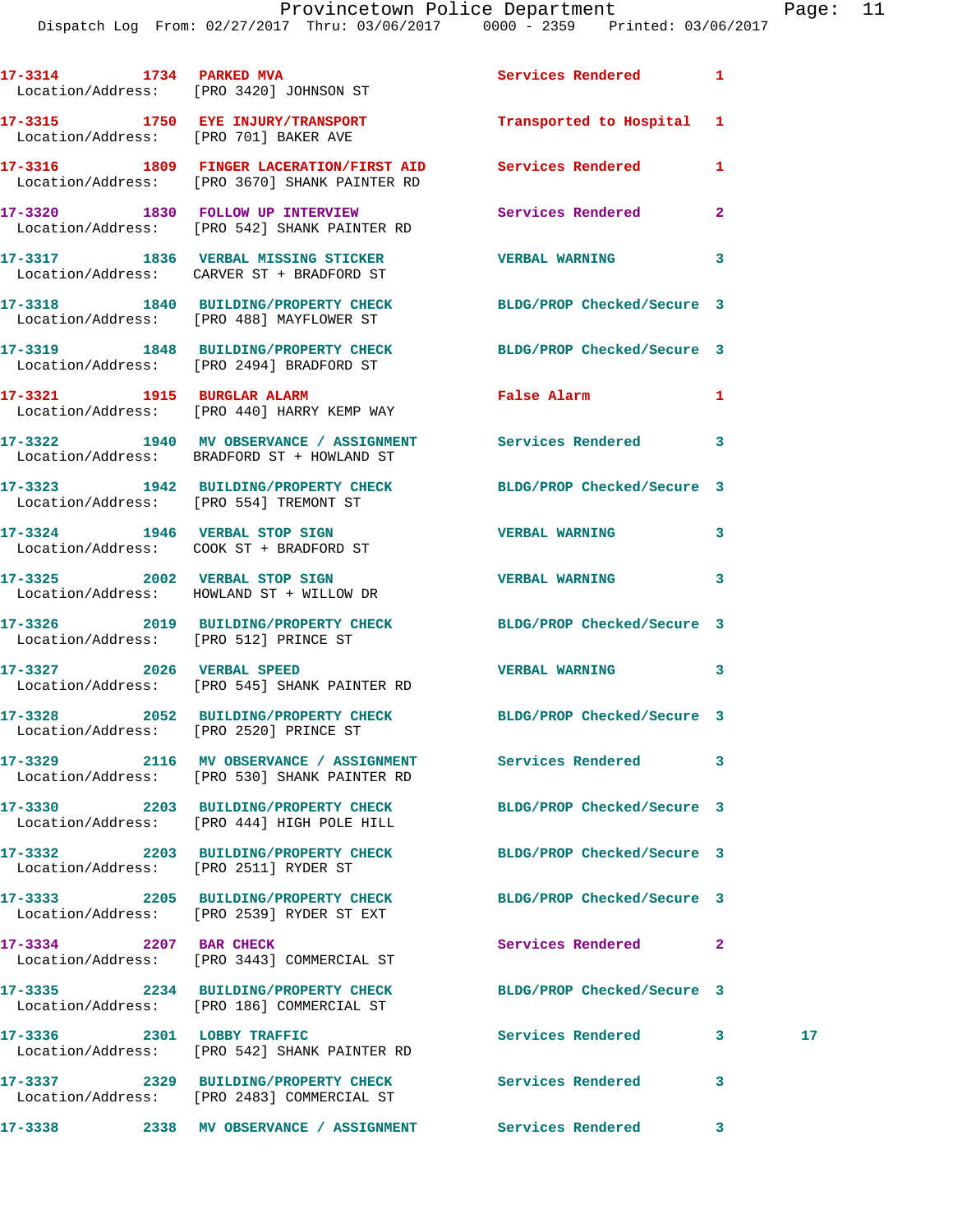| Call # | Time | Call Reason | Action | Priority | |
|---|---|---|---|---|---|
| 17-3314 | 1734 | PARKED MVA | Services Rendered | 1 | |
| Location/Address: | | [PRO 3420] JOHNSON ST | | | |
| 17-3315 | 1750 | EYE INJURY/TRANSPORT | Transported to Hospital | 1 | |
| Location/Address: | | [PRO 701] BAKER AVE | | | |
| 17-3316 | 1809 | FINGER LACERATION/FIRST AID | Services Rendered | 1 | |
| Location/Address: | | [PRO 3670] SHANK PAINTER RD | | | |
| 17-3320 | 1830 | FOLLOW UP INTERVIEW | Services Rendered | 2 | |
| Location/Address: | | [PRO 542] SHANK PAINTER RD | | | |
| 17-3317 | 1836 | VERBAL MISSING STICKER | VERBAL WARNING | 3 | |
| Location/Address: | | CARVER ST + BRADFORD ST | | | |
| 17-3318 | 1840 | BUILDING/PROPERTY CHECK | BLDG/PROP Checked/Secure | 3 | |
| Location/Address: | | [PRO 488] MAYFLOWER ST | | | |
| 17-3319 | 1848 | BUILDING/PROPERTY CHECK | BLDG/PROP Checked/Secure | 3 | |
| Location/Address: | | [PRO 2494] BRADFORD ST | | | |
| 17-3321 | 1915 | BURGLAR ALARM | False Alarm | 1 | |
| Location/Address: | | [PRO 440] HARRY KEMP WAY | | | |
| 17-3322 | 1940 | MV OBSERVANCE / ASSIGNMENT | Services Rendered | 3 | |
| Location/Address: | | BRADFORD ST + HOWLAND ST | | | |
| 17-3323 | 1942 | BUILDING/PROPERTY CHECK | BLDG/PROP Checked/Secure | 3 | |
| Location/Address: | | [PRO 554] TREMONT ST | | | |
| 17-3324 | 1946 | VERBAL STOP SIGN | VERBAL WARNING | 3 | |
| Location/Address: | | COOK ST + BRADFORD ST | | | |
| 17-3325 | 2002 | VERBAL STOP SIGN | VERBAL WARNING | 3 | |
| Location/Address: | | HOWLAND ST + WILLOW DR | | | |
| 17-3326 | 2019 | BUILDING/PROPERTY CHECK | BLDG/PROP Checked/Secure | 3 | |
| Location/Address: | | [PRO 512] PRINCE ST | | | |
| 17-3327 | 2026 | VERBAL SPEED | VERBAL WARNING | 3 | |
| Location/Address: | | [PRO 545] SHANK PAINTER RD | | | |
| 17-3328 | 2052 | BUILDING/PROPERTY CHECK | BLDG/PROP Checked/Secure | 3 | |
| Location/Address: | | [PRO 2520] PRINCE ST | | | |
| 17-3329 | 2116 | MV OBSERVANCE / ASSIGNMENT | Services Rendered | 3 | |
| Location/Address: | | [PRO 530] SHANK PAINTER RD | | | |
| 17-3330 | 2203 | BUILDING/PROPERTY CHECK | BLDG/PROP Checked/Secure | 3 | |
| Location/Address: | | [PRO 444] HIGH POLE HILL | | | |
| 17-3332 | 2203 | BUILDING/PROPERTY CHECK | BLDG/PROP Checked/Secure | 3 | |
| Location/Address: | | [PRO 2511] RYDER ST | | | |
| 17-3333 | 2205 | BUILDING/PROPERTY CHECK | BLDG/PROP Checked/Secure | 3 | |
| Location/Address: | | [PRO 2539] RYDER ST EXT | | | |
| 17-3334 | 2207 | BAR CHECK | Services Rendered | 2 | |
| Location/Address: | | [PRO 3443] COMMERCIAL ST | | | |
| 17-3335 | 2234 | BUILDING/PROPERTY CHECK | BLDG/PROP Checked/Secure | 3 | |
| Location/Address: | | [PRO 186] COMMERCIAL ST | | | |
| 17-3336 | 2301 | LOBBY TRAFFIC | Services Rendered | 3 | 17 |
| Location/Address: | | [PRO 542] SHANK PAINTER RD | | | |
| 17-3337 | 2329 | BUILDING/PROPERTY CHECK | Services Rendered | 3 | |
| Location/Address: | | [PRO 2483] COMMERCIAL ST | | | |
| 17-3338 | 2338 | MV OBSERVANCE / ASSIGNMENT | Services Rendered | 3 | |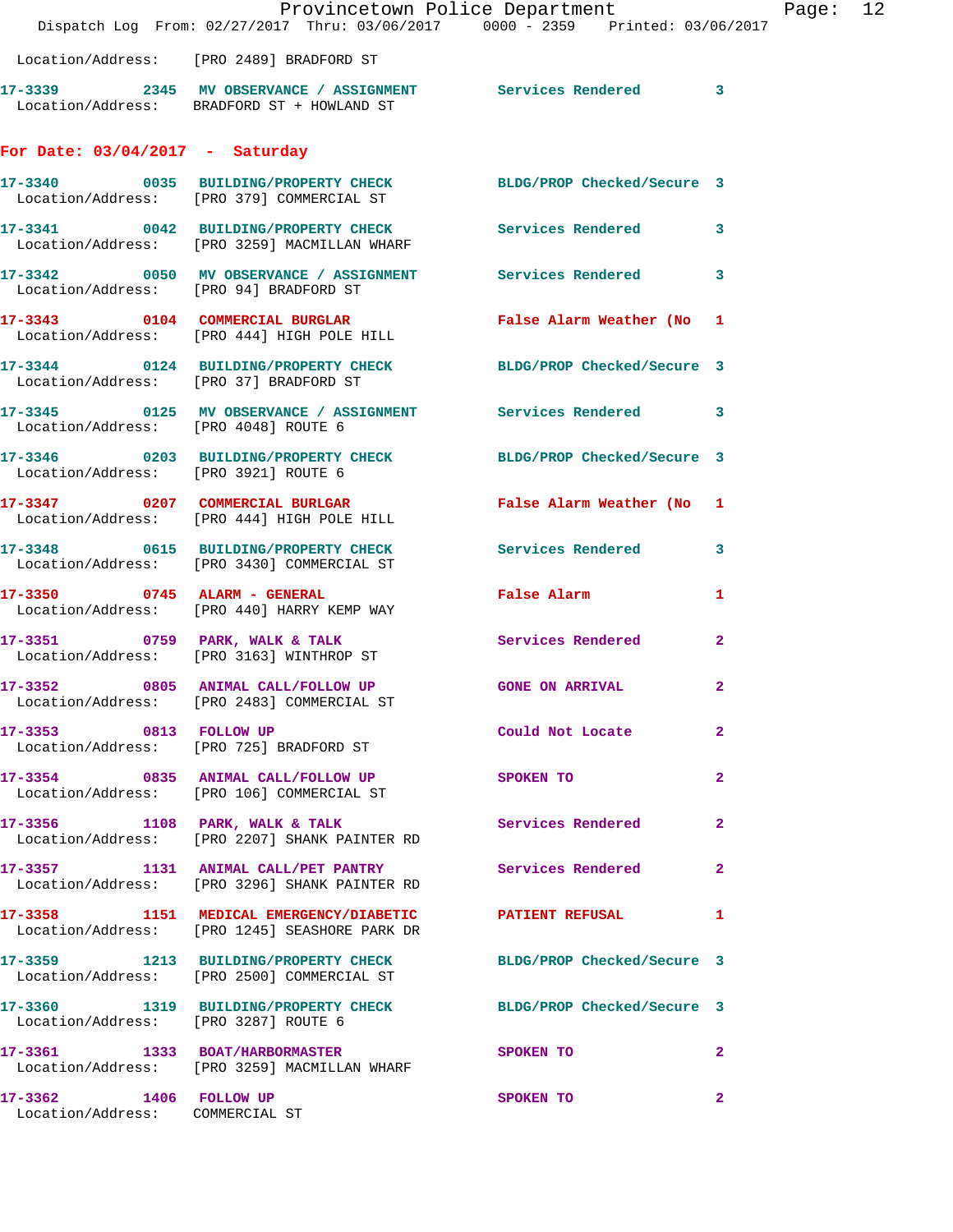Location/Address: [PRO 2489] BRADFORD ST

17-3339 2345 MV OBSERVANCE / ASSIGNMENT Services Rendered 3
Location/Address: BRADFORD ST + HOWLAND ST

## For Date: 03/04/2017 - Saturday

17-3340 0035 BUILDING/PROPERTY CHECK BLDG/PROP Checked/Secure 3
Location/Address: [PRO 379] COMMERCIAL ST

17-3341 0042 BUILDING/PROPERTY CHECK Services Rendered 3
Location/Address: [PRO 3259] MACMILLAN WHARF

17-3342 0050 MV OBSERVANCE / ASSIGNMENT Services Rendered 3
Location/Address: [PRO 94] BRADFORD ST

17-3343 0104 COMMERCIAL BURGLAR False Alarm Weather (No 1
Location/Address: [PRO 444] HIGH POLE HILL

17-3344 0124 BUILDING/PROPERTY CHECK BLDG/PROP Checked/Secure 3
Location/Address: [PRO 37] BRADFORD ST

17-3345 0125 MV OBSERVANCE / ASSIGNMENT Services Rendered 3
Location/Address: [PRO 4048] ROUTE 6

17-3346 0203 BUILDING/PROPERTY CHECK BLDG/PROP Checked/Secure 3
Location/Address: [PRO 3921] ROUTE 6

17-3347 0207 COMMERCIAL BURGLAR False Alarm Weather (No 1
Location/Address: [PRO 444] HIGH POLE HILL

17-3348 0615 BUILDING/PROPERTY CHECK Services Rendered 3
Location/Address: [PRO 3430] COMMERCIAL ST

17-3350 0745 ALARM - GENERAL False Alarm 1
Location/Address: [PRO 440] HARRY KEMP WAY

17-3351 0759 PARK, WALK & TALK Services Rendered 2
Location/Address: [PRO 3163] WINTHROP ST

17-3352 0805 ANIMAL CALL/FOLLOW UP GONE ON ARRIVAL 2
Location/Address: [PRO 2483] COMMERCIAL ST

17-3353 0813 FOLLOW UP Could Not Locate 2
Location/Address: [PRO 725] BRADFORD ST

17-3354 0835 ANIMAL CALL/FOLLOW UP SPOKEN TO 2
Location/Address: [PRO 106] COMMERCIAL ST

17-3356 1108 PARK, WALK & TALK Services Rendered 2
Location/Address: [PRO 2207] SHANK PAINTER RD

17-3357 1131 ANIMAL CALL/PET PANTRY Services Rendered 2
Location/Address: [PRO 3296] SHANK PAINTER RD

17-3358 1151 MEDICAL EMERGENCY/DIABETIC PATIENT REFUSAL 1
Location/Address: [PRO 1245] SEASHORE PARK DR

17-3359 1213 BUILDING/PROPERTY CHECK BLDG/PROP Checked/Secure 3
Location/Address: [PRO 2500] COMMERCIAL ST

17-3360 1319 BUILDING/PROPERTY CHECK BLDG/PROP Checked/Secure 3
Location/Address: [PRO 3287] ROUTE 6

17-3361 1333 BOAT/HARBORMASTER SPOKEN TO 2
Location/Address: [PRO 3259] MACMILLAN WHARF

17-3362 1406 FOLLOW UP SPOKEN TO 2
Location/Address: COMMERCIAL ST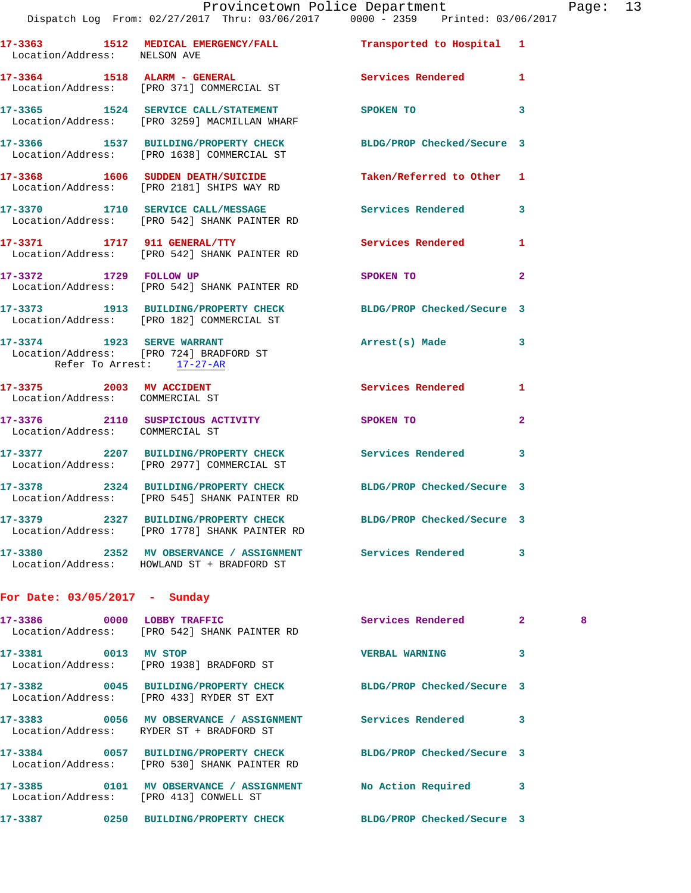17-3363 1512 MEDICAL EMERGENCY/FALL Transported to Hospital 1
Location/Address: NELSON AVE

17-3364 1518 ALARM - GENERAL Services Rendered 1
Location/Address: [PRO 371] COMMERCIAL ST

17-3365 1524 SERVICE CALL/STATEMENT SPOKEN TO 3
Location/Address: [PRO 3259] MACMILLAN WHARF

17-3366 1537 BUILDING/PROPERTY CHECK BLDG/PROP Checked/Secure 3
Location/Address: [PRO 1638] COMMERCIAL ST

17-3368 1606 SUDDEN DEATH/SUICIDE Taken/Referred to Other 1
Location/Address: [PRO 2181] SHIPS WAY RD

17-3370 1710 SERVICE CALL/MESSAGE Services Rendered 3
Location/Address: [PRO 542] SHANK PAINTER RD

17-3371 1717 911 GENERAL/TTY Services Rendered 1
Location/Address: [PRO 542] SHANK PAINTER RD

17-3372 1729 FOLLOW UP SPOKEN TO 2
Location/Address: [PRO 542] SHANK PAINTER RD

17-3373 1913 BUILDING/PROPERTY CHECK BLDG/PROP Checked/Secure 3
Location/Address: [PRO 182] COMMERCIAL ST

17-3374 1923 SERVE WARRANT Arrest(s) Made 3
Location/Address: [PRO 724] BRADFORD ST
Refer To Arrest: 17-27-AR

17-3375 2003 MV ACCIDENT Services Rendered 1
Location/Address: COMMERCIAL ST

17-3376 2110 SUSPICIOUS ACTIVITY SPOKEN TO 2
Location/Address: COMMERCIAL ST

17-3377 2207 BUILDING/PROPERTY CHECK Services Rendered 3
Location/Address: [PRO 2977] COMMERCIAL ST

17-3378 2324 BUILDING/PROPERTY CHECK BLDG/PROP Checked/Secure 3
Location/Address: [PRO 545] SHANK PAINTER RD

17-3379 2327 BUILDING/PROPERTY CHECK BLDG/PROP Checked/Secure 3
Location/Address: [PRO 1778] SHANK PAINTER RD

17-3380 2352 MV OBSERVANCE / ASSIGNMENT Services Rendered 3
Location/Address: HOWLAND ST + BRADFORD ST

## For Date: 03/05/2017 - Sunday

17-3386 0000 LOBBY TRAFFIC Services Rendered 2 8
Location/Address: [PRO 542] SHANK PAINTER RD

17-3381 0013 MV STOP VERBAL WARNING 3
Location/Address: [PRO 1938] BRADFORD ST

17-3382 0045 BUILDING/PROPERTY CHECK BLDG/PROP Checked/Secure 3
Location/Address: [PRO 433] RYDER ST EXT

17-3383 0056 MV OBSERVANCE / ASSIGNMENT Services Rendered 3
Location/Address: RYDER ST + BRADFORD ST

17-3384 0057 BUILDING/PROPERTY CHECK BLDG/PROP Checked/Secure 3
Location/Address: [PRO 530] SHANK PAINTER RD

17-3385 0101 MV OBSERVANCE / ASSIGNMENT No Action Required 3
Location/Address: [PRO 413] CONWELL ST

17-3387 0250 BUILDING/PROPERTY CHECK BLDG/PROP Checked/Secure 3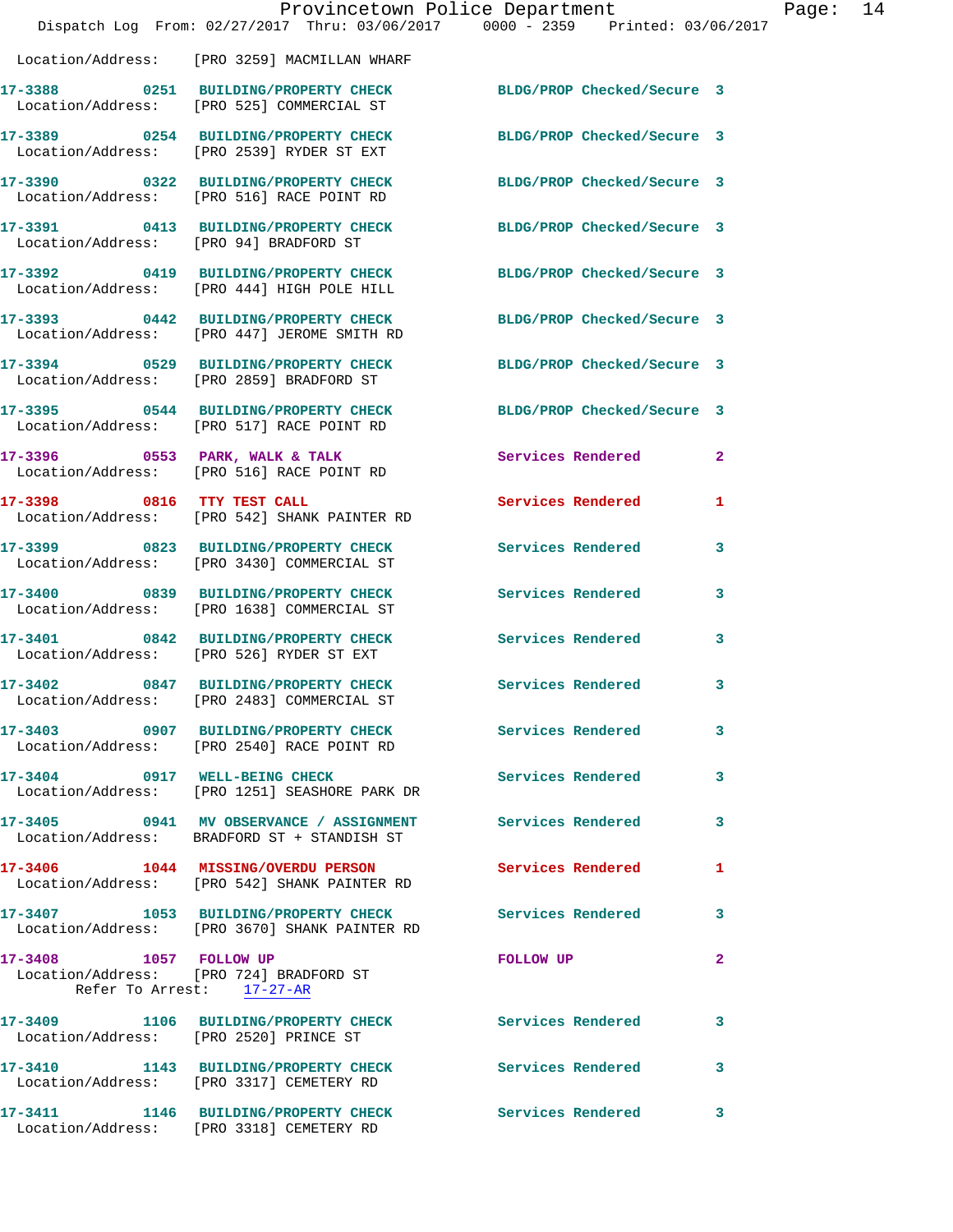Location/Address: [PRO 3259] MACMILLAN WHARF

17-3388 0251 BUILDING/PROPERTY CHECK BLDG/PROP Checked/Secure 3
Location/Address: [PRO 525] COMMERCIAL ST

17-3389 0254 BUILDING/PROPERTY CHECK BLDG/PROP Checked/Secure 3
Location/Address: [PRO 2539] RYDER ST EXT

17-3390 0322 BUILDING/PROPERTY CHECK BLDG/PROP Checked/Secure 3
Location/Address: [PRO 516] RACE POINT RD

17-3391 0413 BUILDING/PROPERTY CHECK BLDG/PROP Checked/Secure 3
Location/Address: [PRO 94] BRADFORD ST

17-3392 0419 BUILDING/PROPERTY CHECK BLDG/PROP Checked/Secure 3
Location/Address: [PRO 444] HIGH POLE HILL

17-3393 0442 BUILDING/PROPERTY CHECK BLDG/PROP Checked/Secure 3
Location/Address: [PRO 447] JEROME SMITH RD

17-3394 0529 BUILDING/PROPERTY CHECK BLDG/PROP Checked/Secure 3
Location/Address: [PRO 2859] BRADFORD ST

17-3395 0544 BUILDING/PROPERTY CHECK BLDG/PROP Checked/Secure 3
Location/Address: [PRO 517] RACE POINT RD

17-3396 0553 PARK, WALK & TALK Services Rendered 2
Location/Address: [PRO 516] RACE POINT RD

17-3398 0816 TTY TEST CALL Services Rendered 1
Location/Address: [PRO 542] SHANK PAINTER RD

17-3399 0823 BUILDING/PROPERTY CHECK Services Rendered 3
Location/Address: [PRO 3430] COMMERCIAL ST

17-3400 0839 BUILDING/PROPERTY CHECK Services Rendered 3
Location/Address: [PRO 1638] COMMERCIAL ST

17-3401 0842 BUILDING/PROPERTY CHECK Services Rendered 3
Location/Address: [PRO 526] RYDER ST EXT

17-3402 0847 BUILDING/PROPERTY CHECK Services Rendered 3
Location/Address: [PRO 2483] COMMERCIAL ST

17-3403 0907 BUILDING/PROPERTY CHECK Services Rendered 3
Location/Address: [PRO 2540] RACE POINT RD

17-3404 0917 WELL-BEING CHECK Services Rendered 3
Location/Address: [PRO 1251] SEASHORE PARK DR

17-3405 0941 MV OBSERVANCE / ASSIGNMENT Services Rendered 3
Location/Address: BRADFORD ST + STANDISH ST

17-3406 1044 MISSING/OVERDU PERSON Services Rendered 1
Location/Address: [PRO 542] SHANK PAINTER RD

17-3407 1053 BUILDING/PROPERTY CHECK Services Rendered 3
Location/Address: [PRO 3670] SHANK PAINTER RD

17-3408 1057 FOLLOW UP FOLLOW UP 2
Location/Address: [PRO 724] BRADFORD ST
Refer To Arrest: 17-27-AR

17-3409 1106 BUILDING/PROPERTY CHECK Services Rendered 3
Location/Address: [PRO 2520] PRINCE ST

17-3410 1143 BUILDING/PROPERTY CHECK Services Rendered 3
Location/Address: [PRO 3317] CEMETERY RD

17-3411 1146 BUILDING/PROPERTY CHECK Services Rendered 3
Location/Address: [PRO 3318] CEMETERY RD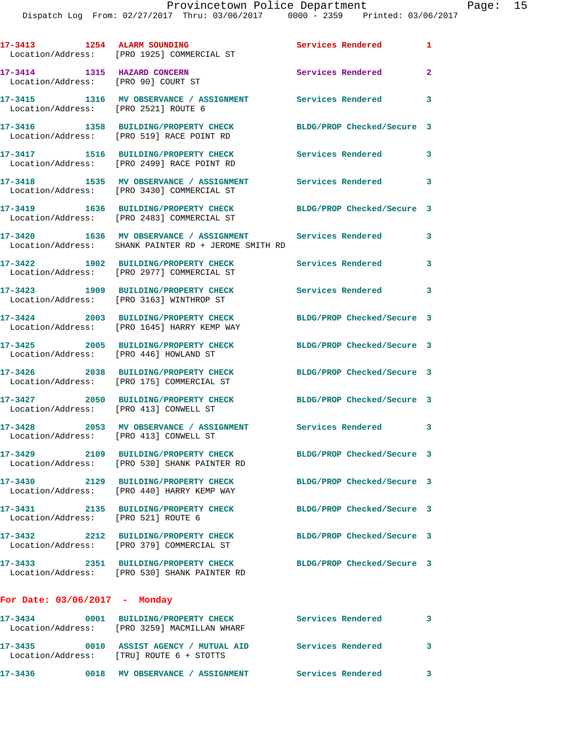17-3413 1254 ALARM SOUNDING Services Rendered 1
Location/Address: [PRO 1925] COMMERCIAL ST

17-3414 1315 HAZARD CONCERN Services Rendered 2
Location/Address: [PRO 90] COURT ST

17-3415 1316 MV OBSERVANCE / ASSIGNMENT Services Rendered 3
Location/Address: [PRO 2521] ROUTE 6

17-3416 1358 BUILDING/PROPERTY CHECK BLDG/PROP Checked/Secure 3
Location/Address: [PRO 519] RACE POINT RD

17-3417 1516 BUILDING/PROPERTY CHECK Services Rendered 3
Location/Address: [PRO 2499] RACE POINT RD

17-3418 1535 MV OBSERVANCE / ASSIGNMENT Services Rendered 3
Location/Address: [PRO 3430] COMMERCIAL ST

17-3419 1636 BUILDING/PROPERTY CHECK BLDG/PROP Checked/Secure 3
Location/Address: [PRO 2483] COMMERCIAL ST

17-3420 1636 MV OBSERVANCE / ASSIGNMENT Services Rendered 3
Location/Address: SHANK PAINTER RD + JEROME SMITH RD

17-3422 1902 BUILDING/PROPERTY CHECK Services Rendered 3
Location/Address: [PRO 2977] COMMERCIAL ST

17-3423 1909 BUILDING/PROPERTY CHECK Services Rendered 3
Location/Address: [PRO 3163] WINTHROP ST

17-3424 2003 BUILDING/PROPERTY CHECK BLDG/PROP Checked/Secure 3
Location/Address: [PRO 1645] HARRY KEMP WAY

17-3425 2005 BUILDING/PROPERTY CHECK BLDG/PROP Checked/Secure 3
Location/Address: [PRO 446] HOWLAND ST

17-3426 2038 BUILDING/PROPERTY CHECK BLDG/PROP Checked/Secure 3
Location/Address: [PRO 175] COMMERCIAL ST

17-3427 2050 BUILDING/PROPERTY CHECK BLDG/PROP Checked/Secure 3
Location/Address: [PRO 413] CONWELL ST

17-3428 2053 MV OBSERVANCE / ASSIGNMENT Services Rendered 3
Location/Address: [PRO 413] CONWELL ST

17-3429 2109 BUILDING/PROPERTY CHECK BLDG/PROP Checked/Secure 3
Location/Address: [PRO 530] SHANK PAINTER RD

17-3430 2129 BUILDING/PROPERTY CHECK BLDG/PROP Checked/Secure 3
Location/Address: [PRO 440] HARRY KEMP WAY

17-3431 2135 BUILDING/PROPERTY CHECK BLDG/PROP Checked/Secure 3
Location/Address: [PRO 521] ROUTE 6

17-3432 2212 BUILDING/PROPERTY CHECK BLDG/PROP Checked/Secure 3
Location/Address: [PRO 379] COMMERCIAL ST

17-3433 2351 BUILDING/PROPERTY CHECK BLDG/PROP Checked/Secure 3
Location/Address: [PRO 530] SHANK PAINTER RD

**For Date: 03/06/2017 - Monday**

17-3434 0001 BUILDING/PROPERTY CHECK Services Rendered 3
Location/Address: [PRO 3259] MACMILLAN WHARF

17-3435 0010 ASSIST AGENCY / MUTUAL AID Services Rendered 3
Location/Address: [TRU] ROUTE 6 + STOTTS

17-3436 0018 MV OBSERVANCE / ASSIGNMENT Services Rendered 3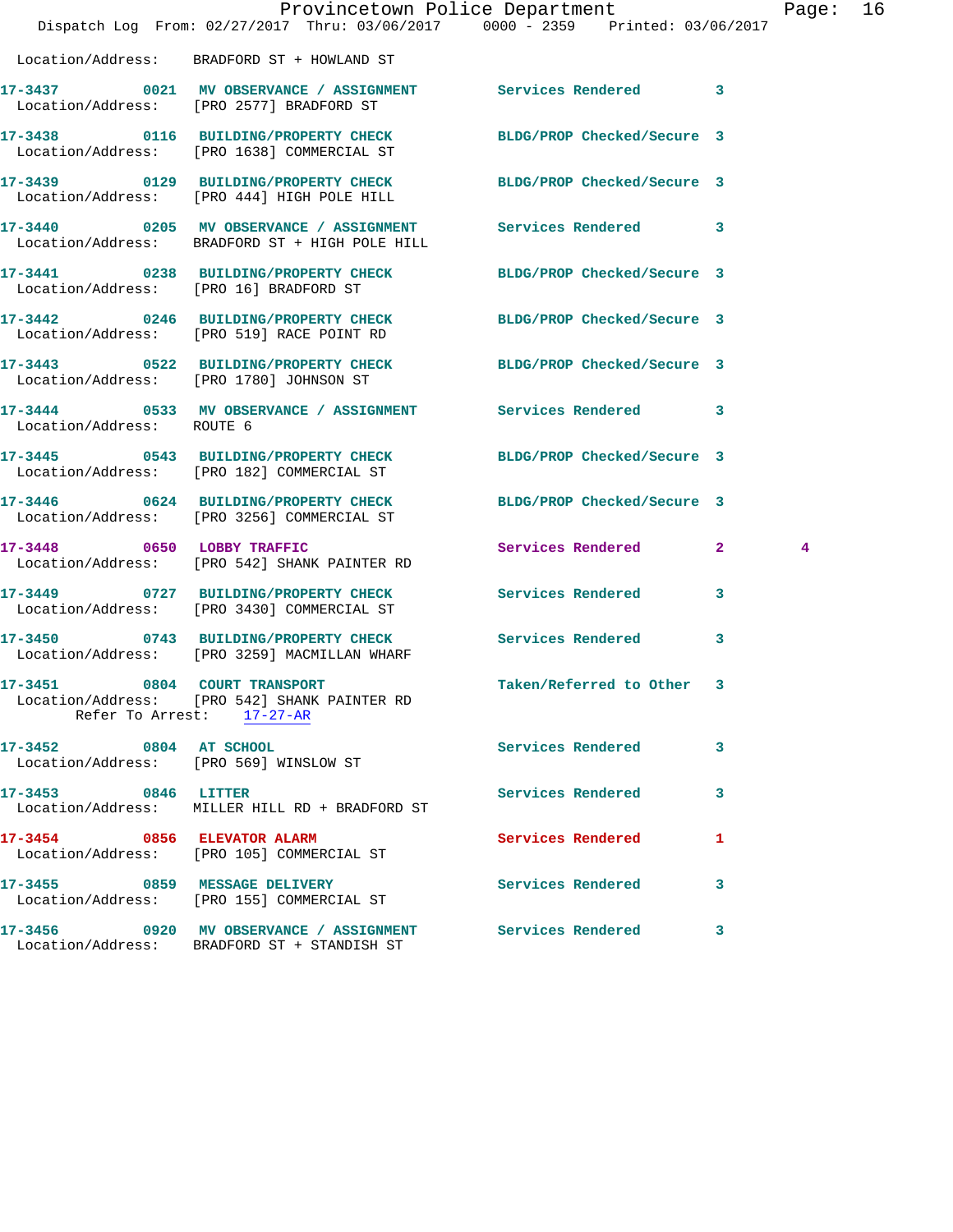Location/Address: BRADFORD ST + HOWLAND ST

| | | | | | |
|---|---|---|---|---|---|
| 17-3437 | 0021 | MV OBSERVANCE / ASSIGNMENT | Services Rendered | 3 | |
| Location/Address: [PRO 2577] BRADFORD ST | | | | | |
| 17-3438 | 0116 | BUILDING/PROPERTY CHECK | BLDG/PROP Checked/Secure | 3 | |
| Location/Address: [PRO 1638] COMMERCIAL ST | | | | | |
| 17-3439 | 0129 | BUILDING/PROPERTY CHECK | BLDG/PROP Checked/Secure | 3 | |
| Location/Address: [PRO 444] HIGH POLE HILL | | | | | |
| 17-3440 | 0205 | MV OBSERVANCE / ASSIGNMENT | Services Rendered | 3 | |
| Location/Address: BRADFORD ST + HIGH POLE HILL | | | | | |
| 17-3441 | 0238 | BUILDING/PROPERTY CHECK | BLDG/PROP Checked/Secure | 3 | |
| Location/Address: [PRO 16] BRADFORD ST | | | | | |
| 17-3442 | 0246 | BUILDING/PROPERTY CHECK | BLDG/PROP Checked/Secure | 3 | |
| Location/Address: [PRO 519] RACE POINT RD | | | | | |
| 17-3443 | 0522 | BUILDING/PROPERTY CHECK | BLDG/PROP Checked/Secure | 3 | |
| Location/Address: [PRO 1780] JOHNSON ST | | | | | |
| 17-3444 | 0533 | MV OBSERVANCE / ASSIGNMENT | Services Rendered | 3 | |
| Location/Address: ROUTE 6 | | | | | |
| 17-3445 | 0543 | BUILDING/PROPERTY CHECK | BLDG/PROP Checked/Secure | 3 | |
| Location/Address: [PRO 182] COMMERCIAL ST | | | | | |
| 17-3446 | 0624 | BUILDING/PROPERTY CHECK | BLDG/PROP Checked/Secure | 3 | |
| Location/Address: [PRO 3256] COMMERCIAL ST | | | | | |
| 17-3448 | 0650 | LOBBY TRAFFIC | Services Rendered | 2 | 4 |
| Location/Address: [PRO 542] SHANK PAINTER RD | | | | | |
| 17-3449 | 0727 | BUILDING/PROPERTY CHECK | Services Rendered | 3 | |
| Location/Address: [PRO 3430] COMMERCIAL ST | | | | | |
| 17-3450 | 0743 | BUILDING/PROPERTY CHECK | Services Rendered | 3 | |
| Location/Address: [PRO 3259] MACMILLAN WHARF | | | | | |
| 17-3451 | 0804 | COURT TRANSPORT | Taken/Referred to Other | 3 | |
| Location/Address: [PRO 542] SHANK PAINTER RD | | | | | |
| Refer To Arrest: 17-27-AR | | | | | |
| 17-3452 | 0804 | AT SCHOOL | Services Rendered | 3 | |
| Location/Address: [PRO 569] WINSLOW ST | | | | | |
| 17-3453 | 0846 | LITTER | Services Rendered | 3 | |
| Location/Address: MILLER HILL RD + BRADFORD ST | | | | | |
| 17-3454 | 0856 | ELEVATOR ALARM | Services Rendered | 1 | |
| Location/Address: [PRO 105] COMMERCIAL ST | | | | | |
| 17-3455 | 0859 | MESSAGE DELIVERY | Services Rendered | 3 | |
| Location/Address: [PRO 155] COMMERCIAL ST | | | | | |
| 17-3456 | 0920 | MV OBSERVANCE / ASSIGNMENT | Services Rendered | 3 | |
| Location/Address: BRADFORD ST + STANDISH ST | | | | | |